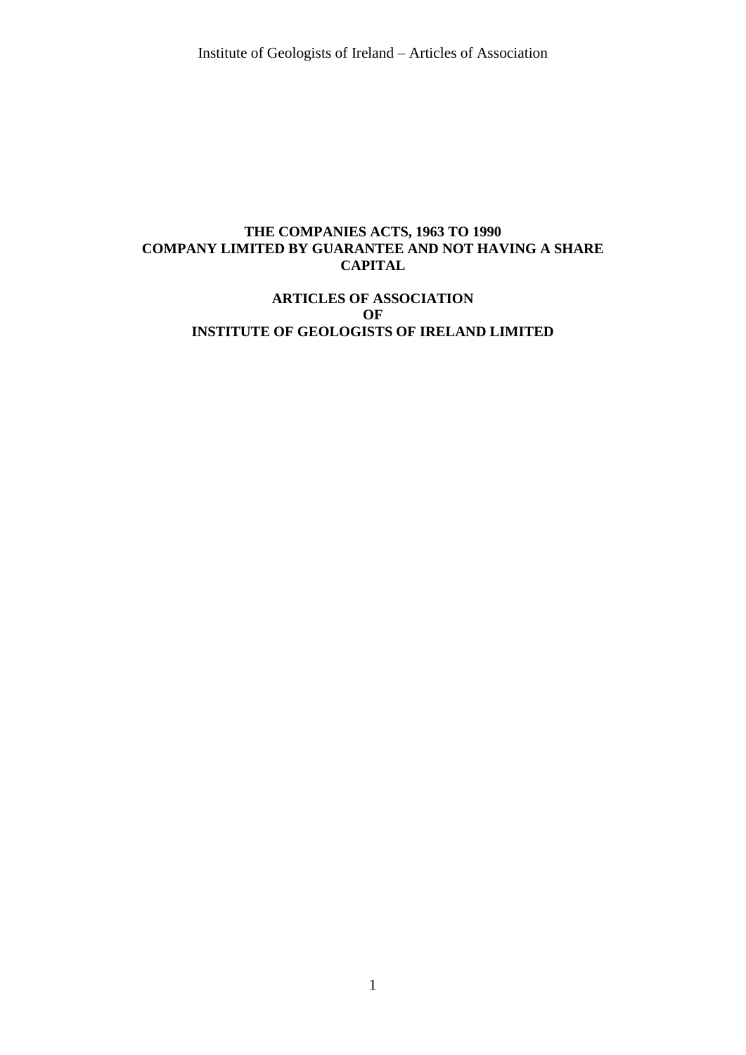**THE COMPANIES ACTS, 1963 TO 1990**
**COMPANY LIMITED BY GUARANTEE AND NOT HAVING A SHARE CAPITAL**

# ARTICLES OF ASSOCIATION
# OF
# INSTITUTE OF GEOLOGISTS OF IRELAND LIMITED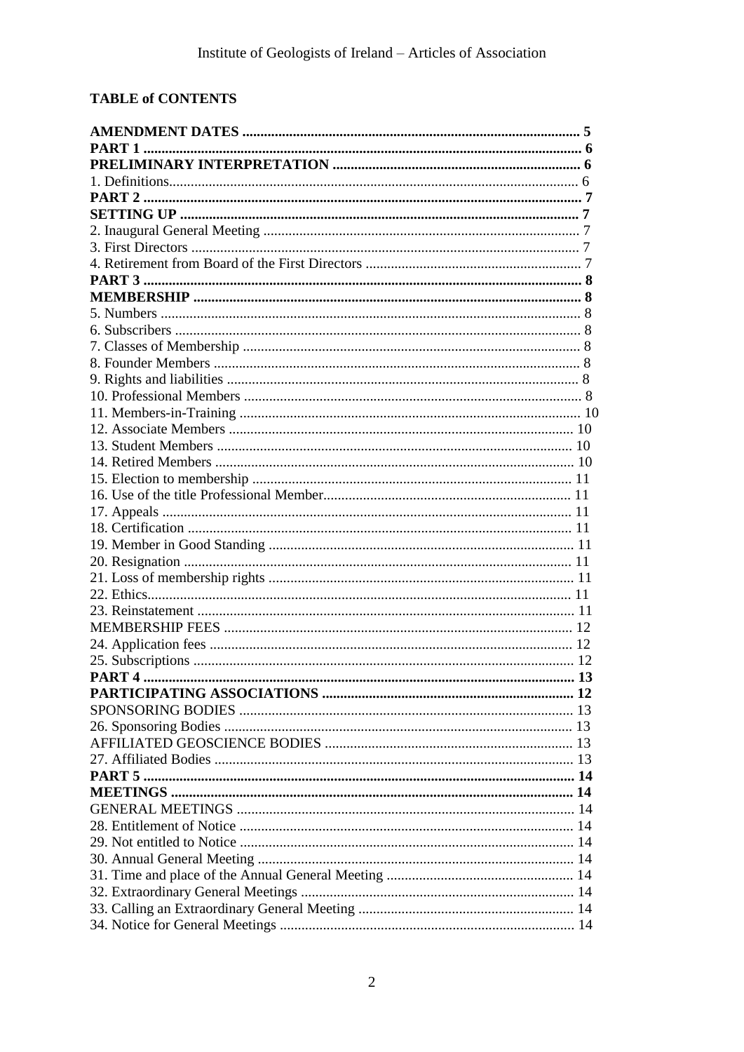**TABLE of CONTENTS**

**AMENDMENT DATES** .......... **5**
**PART 1** .......... **6**
**PRELIMINARY INTERPRETATION** .......... **6**
1. Definitions.......... 6
**PART 2** .......... **7**
**SETTING UP** .......... **7**
2. Inaugural General Meeting .......... 7
3. First Directors .......... 7
4. Retirement from Board of the First Directors .......... 7
**PART 3** .......... **8**
**MEMBERSHIP** .......... **8**
5. Numbers .......... 8
6. Subscribers .......... 8
7. Classes of Membership .......... 8
8. Founder Members .......... 8
9. Rights and liabilities .......... 8
10. Professional Members .......... 8
11. Members-in-Training .......... 10
12. Associate Members .......... 10
13. Student Members .......... 10
14. Retired Members .......... 10
15. Election to membership .......... 11
16. Use of the title Professional Member.......... 11
17. Appeals .......... 11
18. Certification .......... 11
19. Member in Good Standing .......... 11
20. Resignation .......... 11
21. Loss of membership rights .......... 11
22. Ethics.......... 11
23. Reinstatement .......... 11
MEMBERSHIP FEES .......... 12
24. Application fees .......... 12
25. Subscriptions .......... 12
**PART 4** .......... **13**
**PARTICIPATING ASSOCIATIONS** .......... **12**
SPONSORING BODIES .......... 13
26. Sponsoring Bodies .......... 13
AFFILIATED GEOSCIENCE BODIES .......... 13
27. Affiliated Bodies .......... 13
**PART 5** .......... **14**
**MEETINGS** .......... **14**
GENERAL MEETINGS .......... 14
28. Entitlement of Notice .......... 14
29. Not entitled to Notice .......... 14
30. Annual General Meeting .......... 14
31. Time and place of the Annual General Meeting .......... 14
32. Extraordinary General Meetings .......... 14
33. Calling an Extraordinary General Meeting .......... 14
34. Notice for General Meetings .......... 14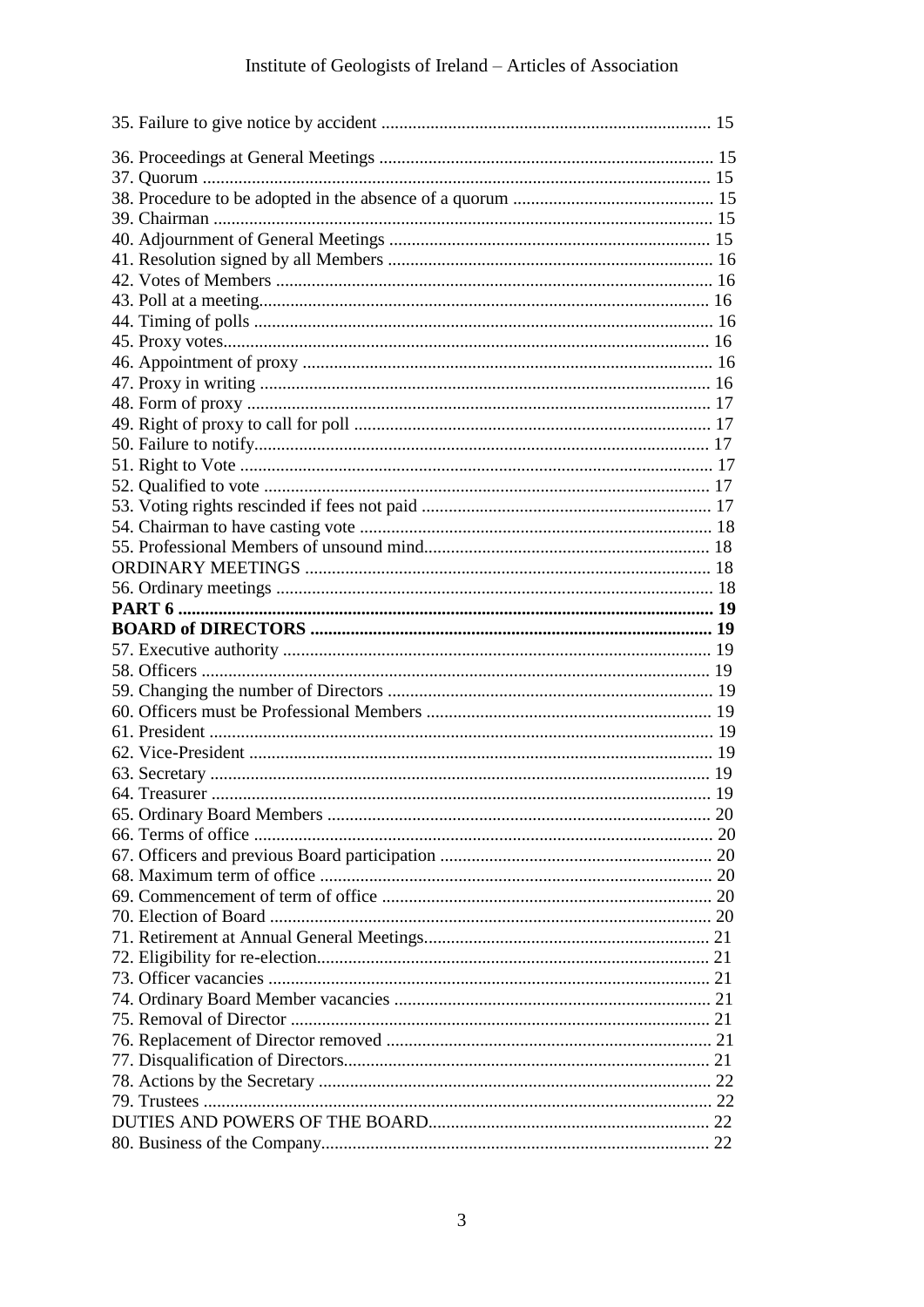35. Failure to give notice by accident ........................................................................ 15

36. Proceedings at General Meetings .......................................................................... 15
37. Quorum ................................................................................................................. 15
38. Procedure to be adopted in the absence of a quorum ............................................ 15
39. Chairman .............................................................................................................. 15
40. Adjournment of General Meetings ........................................................................ 15
41. Resolution signed by all Members ........................................................................ 16
42. Votes of Members ................................................................................................. 16
43. Poll at a meeting.................................................................................................... 16
44. Timing of polls ...................................................................................................... 16
45. Proxy votes............................................................................................................ 16
46. Appointment of proxy ........................................................................................... 16
47. Proxy in writing .................................................................................................... 16
48. Form of proxy ....................................................................................................... 17
49. Right of proxy to call for poll ............................................................................... 17
50. Failure to notify..................................................................................................... 17
51. Right to Vote ......................................................................................................... 17
52. Qualified to vote ................................................................................................... 17
53. Voting rights rescinded if fees not paid ................................................................ 17
54. Chairman to have casting vote .............................................................................. 18
55. Professional Members of unsound mind................................................................ 18
ORDINARY MEETINGS .......................................................................................... 18
56. Ordinary meetings ................................................................................................. 18
**PART 6 ...................................................................................................................... 19**
**BOARD of DIRECTORS ......................................................................................... 19**
57. Executive authority ............................................................................................... 19
58. Officers ................................................................................................................. 19
59. Changing the number of Directors ......................................................................... 19
60. Officers must be Professional Members ................................................................ 19
61. President ............................................................................................................... 19
62. Vice-President ....................................................................................................... 19
63. Secretary ............................................................................................................... 19
64. Treasurer ............................................................................................................... 19
65. Ordinary Board Members ...................................................................................... 20
66. Terms of office ...................................................................................................... 20
67. Officers and previous Board participation ............................................................ 20
68. Maximum term of office ....................................................................................... 20
69. Commencement of term of office .......................................................................... 20
70. Election of Board .................................................................................................. 20
71. Retirement at Annual General Meetings................................................................ 21
72. Eligibility for re-election....................................................................................... 21
73. Officer vacancies .................................................................................................. 21
74. Ordinary Board Member vacancies ...................................................................... 21
75. Removal of Director ............................................................................................. 21
76. Replacement of Director removed ........................................................................ 21
77. Disqualification of Directors................................................................................. 21
78. Actions by the Secretary ....................................................................................... 22
79. Trustees ................................................................................................................. 22
DUTIES AND POWERS OF THE BOARD.............................................................. 22
80. Business of the Company...................................................................................... 22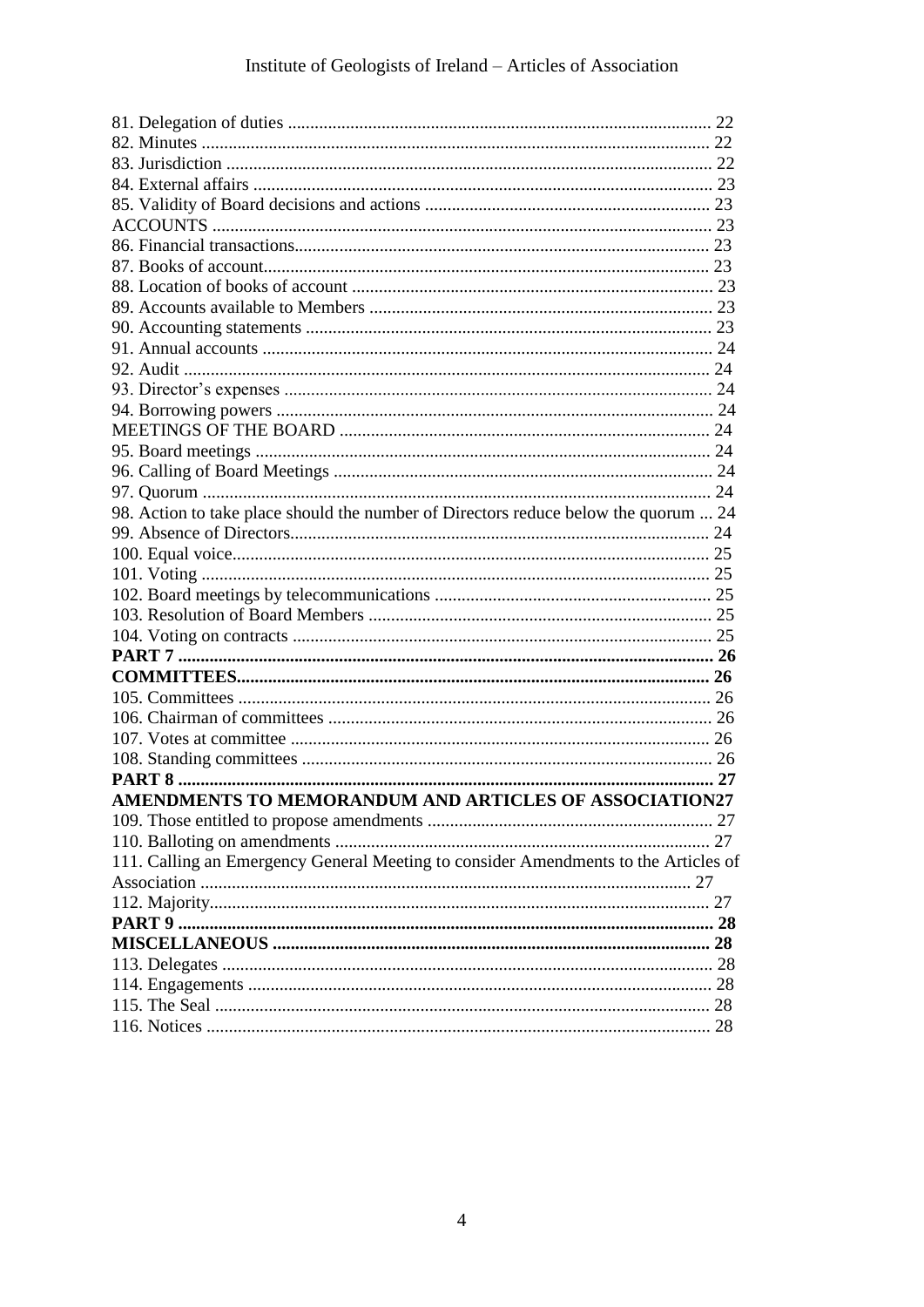81. Delegation of duties ............................................................................................. 22
82. Minutes ................................................................................................................ 22
83. Jurisdiction .......................................................................................................... 22
84. External affairs .................................................................................................... 23
85. Validity of Board decisions and actions ............................................................... 23
ACCOUNTS ............................................................................................................... 23
86. Financial transactions........................................................................................... 23
87. Books of account.................................................................................................. 23
88. Location of books of account ............................................................................... 23
89. Accounts available to Members ........................................................................... 23
90. Accounting statements ......................................................................................... 23
91. Annual accounts ................................................................................................... 24
92. Audit .................................................................................................................... 24
93. Director's expenses .............................................................................................. 24
94. Borrowing powers ................................................................................................ 24
MEETINGS OF THE BOARD .................................................................................. 24
95. Board meetings .................................................................................................... 24
96. Calling of Board Meetings ................................................................................... 24
97. Quorum ................................................................................................................ 24
98. Action to take place should the number of Directors reduce below the quorum ... 24
99. Absence of Directors............................................................................................. 24
100. Equal voice.......................................................................................................... 25
101. Voting ................................................................................................................. 25
102. Board meetings by telecommunications ............................................................. 25
103. Resolution of Board Members ............................................................................ 25
104. Voting on contracts ............................................................................................ 25
**PART 7 ....................................................................................................................... 26**
**COMMITTEES......................................................................................................... 26**
105. Committees ........................................................................................................ 26
106. Chairman of committees .................................................................................... 26
107. Votes at committee ............................................................................................. 26
108. Standing committees .......................................................................................... 26
**PART 8 ....................................................................................................................... 27**
***AMENDMENTS TO MEMORANDUM AND ARTICLES OF ASSOCIATION27***
109. Those entitled to propose amendments ............................................................... 27
110. Balloting on amendments .................................................................................. 27
111. Calling an Emergency General Meeting to consider Amendments to the Articles of Association ............................................................................................................. 27
112. Majority.............................................................................................................. 27
**PART 9 ....................................................................................................................... 28**
**MISCELLANEOUS ................................................................................................. 28**
113. Delegates ............................................................................................................ 28
114. Engagements ...................................................................................................... 28
115. The Seal .............................................................................................................. 28
116. Notices ............................................................................................................... 28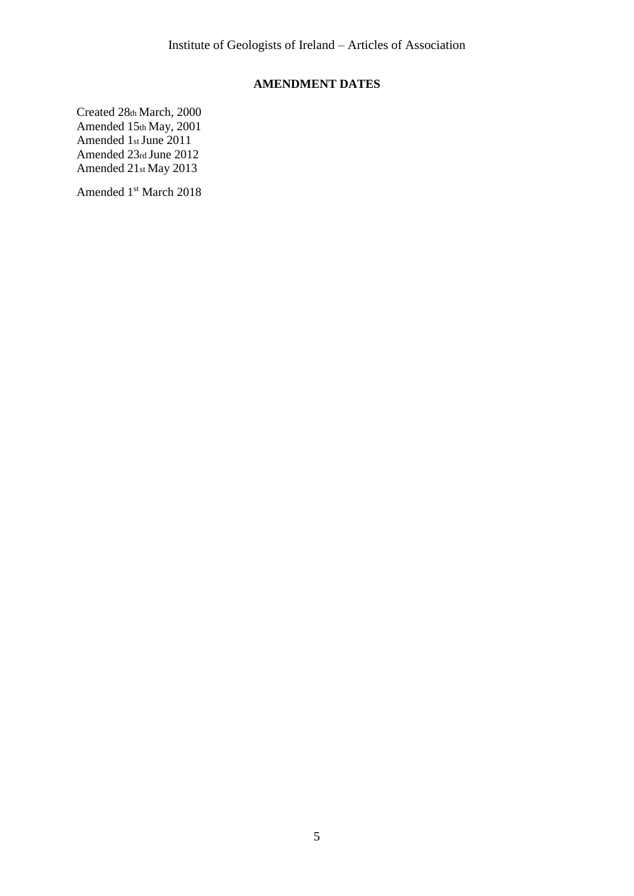**AMENDMENT DATES**

Created 28th March, 2000
Amended 15th May, 2001
Amended 1st June 2011
Amended 23rd June 2012
Amended 21st May 2013

Amended 1st March 2018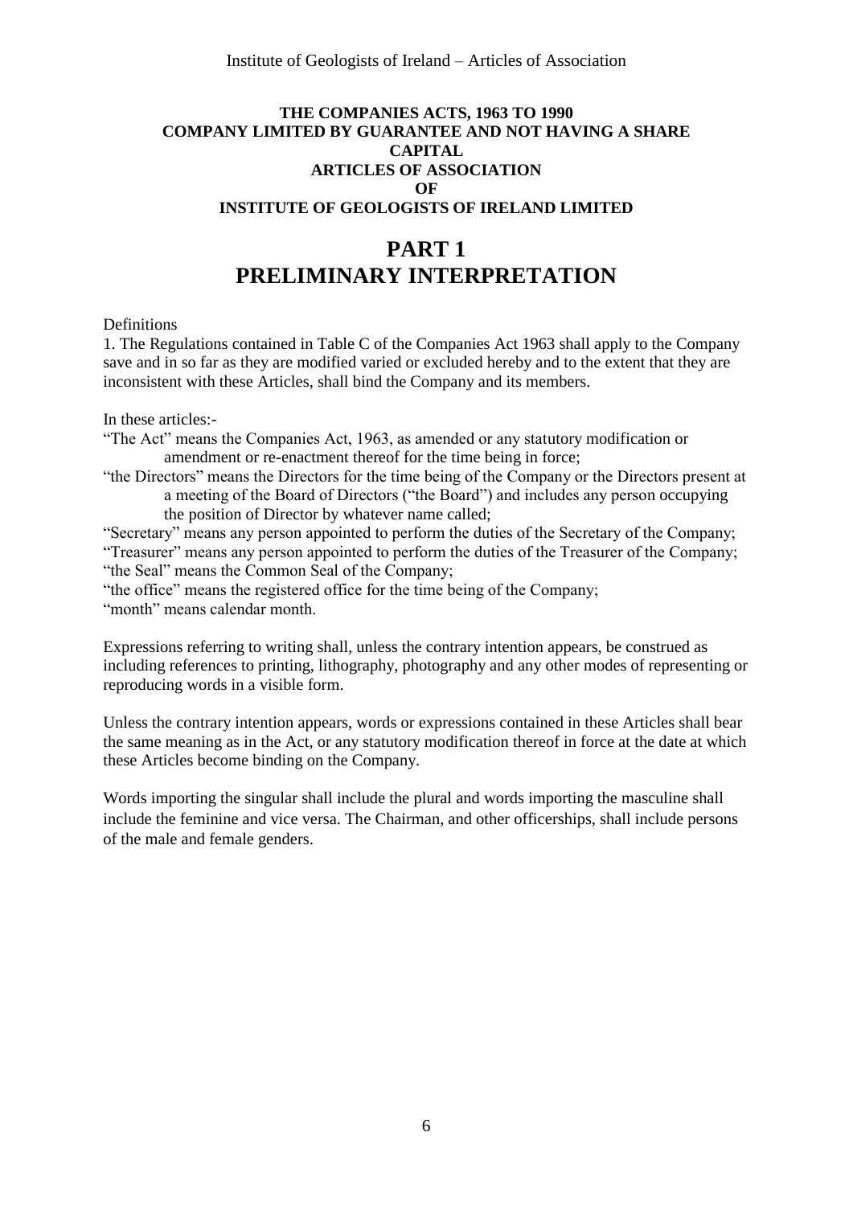**THE COMPANIES ACTS, 1963 TO 1990**
**COMPANY LIMITED BY GUARANTEE AND NOT HAVING A SHARE CAPITAL**
**ARTICLES OF ASSOCIATION**
**OF**
**INSTITUTE OF GEOLOGISTS OF IRELAND LIMITED**

# PART 1
# PRELIMINARY INTERPRETATION

Definitions

1. The Regulations contained in Table C of the Companies Act 1963 shall apply to the Company save and in so far as they are modified varied or excluded hereby and to the extent that they are inconsistent with these Articles, shall bind the Company and its members.

In these articles:-

"The Act" means the Companies Act, 1963, as amended or any statutory modification or amendment or re-enactment thereof for the time being in force;

"the Directors" means the Directors for the time being of the Company or the Directors present at a meeting of the Board of Directors ("the Board") and includes any person occupying the position of Director by whatever name called;

"Secretary" means any person appointed to perform the duties of the Secretary of the Company;

"Treasurer" means any person appointed to perform the duties of the Treasurer of the Company;

"the Seal" means the Common Seal of the Company;

"the office" means the registered office for the time being of the Company;

"month" means calendar month.

Expressions referring to writing shall, unless the contrary intention appears, be construed as including references to printing, lithography, photography and any other modes of representing or reproducing words in a visible form.

Unless the contrary intention appears, words or expressions contained in these Articles shall bear the same meaning as in the Act, or any statutory modification thereof in force at the date at which these Articles become binding on the Company.

Words importing the singular shall include the plural and words importing the masculine shall include the feminine and vice versa. The Chairman, and other officerships, shall include persons of the male and female genders.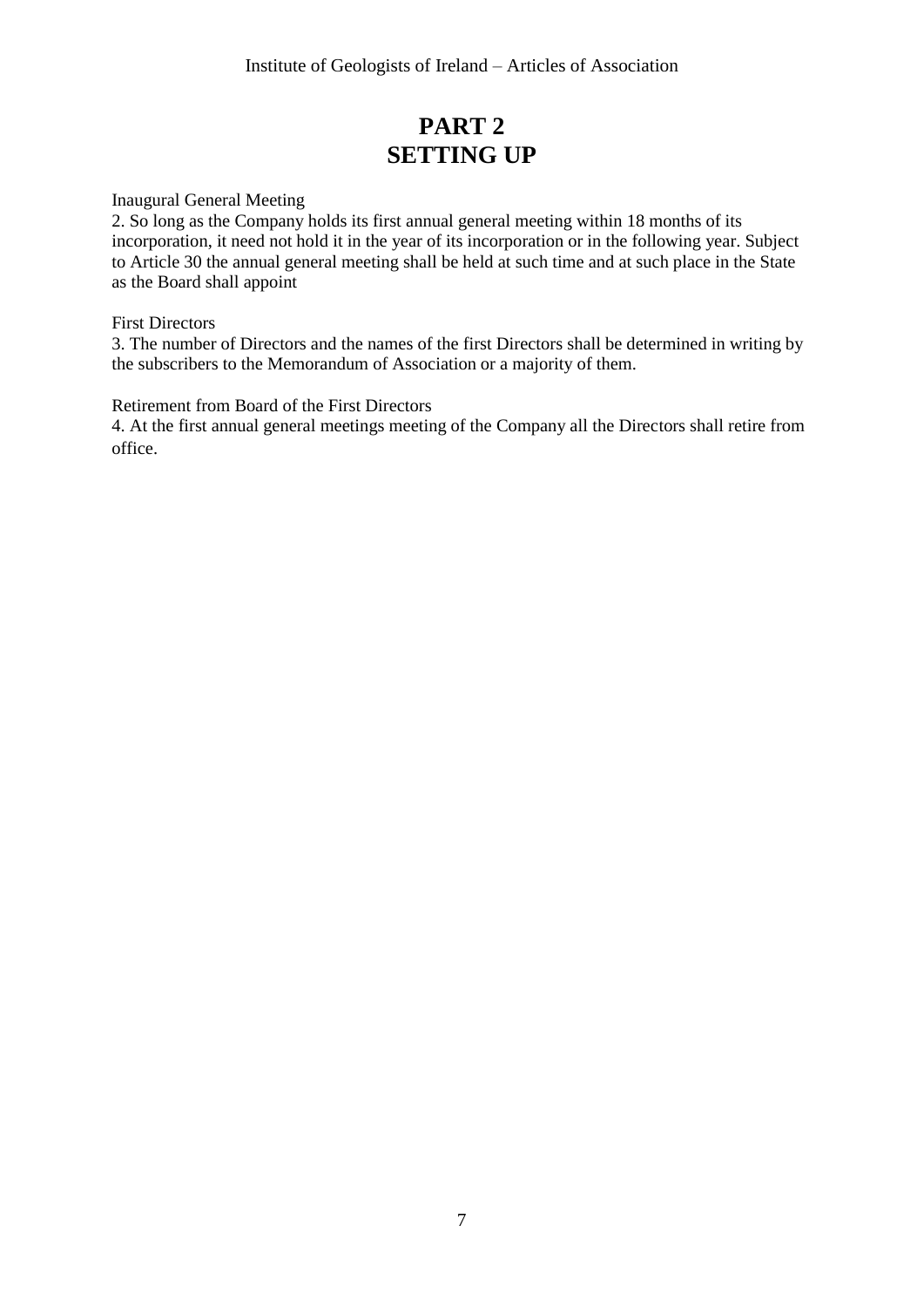# PART 2
# SETTING UP

Inaugural General Meeting

2. So long as the Company holds its first annual general meeting within 18 months of its incorporation, it need not hold it in the year of its incorporation or in the following year. Subject to Article 30 the annual general meeting shall be held at such time and at such place in the State as the Board shall appoint

First Directors

3. The number of Directors and the names of the first Directors shall be determined in writing by the subscribers to the Memorandum of Association or a majority of them.

Retirement from Board of the First Directors

4. At the first annual general meetings meeting of the Company all the Directors shall retire from office.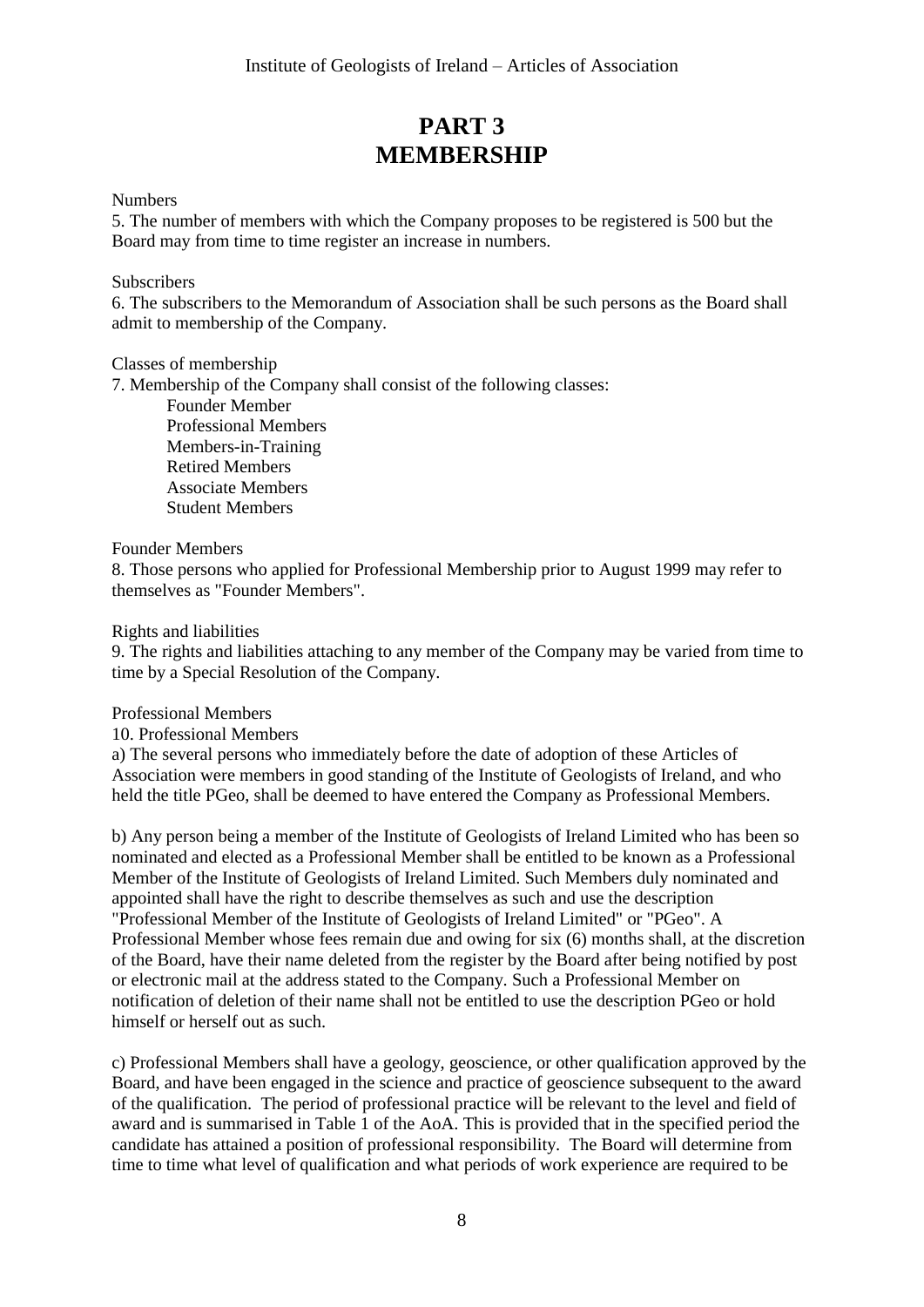# PART 3
# MEMBERSHIP

Numbers

5. The number of members with which the Company proposes to be registered is 500 but the Board may from time to time register an increase in numbers.

Subscribers

6. The subscribers to the Memorandum of Association shall be such persons as the Board shall admit to membership of the Company.

Classes of membership

7. Membership of the Company shall consist of the following classes:

- Founder Member
- Professional Members
- Members-in-Training
- Retired Members
- Associate Members
- Student Members

Founder Members

8. Those persons who applied for Professional Membership prior to August 1999 may refer to themselves as "Founder Members".

Rights and liabilities

9. The rights and liabilities attaching to any member of the Company may be varied from time to time by a Special Resolution of the Company.

Professional Members

10. Professional Members

a) The several persons who immediately before the date of adoption of these Articles of Association were members in good standing of the Institute of Geologists of Ireland, and who held the title PGeo, shall be deemed to have entered the Company as Professional Members.

b) Any person being a member of the Institute of Geologists of Ireland Limited who has been so nominated and elected as a Professional Member shall be entitled to be known as a Professional Member of the Institute of Geologists of Ireland Limited. Such Members duly nominated and appointed shall have the right to describe themselves as such and use the description "Professional Member of the Institute of Geologists of Ireland Limited" or "PGeo". A Professional Member whose fees remain due and owing for six (6) months shall, at the discretion of the Board, have their name deleted from the register by the Board after being notified by post or electronic mail at the address stated to the Company. Such a Professional Member on notification of deletion of their name shall not be entitled to use the description PGeo or hold himself or herself out as such.

c) Professional Members shall have a geology, geoscience, or other qualification approved by the Board, and have been engaged in the science and practice of geoscience subsequent to the award of the qualification. The period of professional practice will be relevant to the level and field of award and is summarised in Table 1 of the AoA. This is provided that in the specified period the candidate has attained a position of professional responsibility. The Board will determine from time to time what level of qualification and what periods of work experience are required to be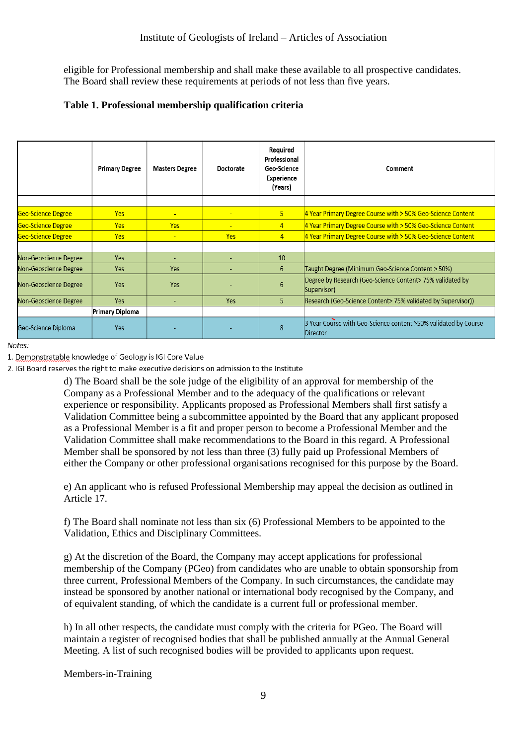eligible for Professional membership and shall make these available to all prospective candidates. The Board shall review these requirements at periods of not less than five years.

**Table 1. Professional membership qualification criteria**

| | Primary Degree | Masters Degree | Doctorate | Required Professional Geo-Science Experience (Years) | Comment |
|---|---|---|---|---|---|
| Geo-Science Degree | Yes | - | - | 5 | 4 Year Primary Degree Course with > 50% Geo-Science Content |
| Geo-Science Degree | Yes | Yes | - | 4 | 4 Year Primary Degree Course with > 50% Geo-Science Content |
| Geo-Science Degree | Yes | - | Yes | 4 | 4 Year Primary Degree Course with > 50% Geo-Science Content |
| Non-Geoscience Degree | Yes | - | - | 10 | |
| Non-Geoscience Degree | Yes | Yes | - | 6 | Taught Degree (Minimum Geo-Science Content > 50%) |
| Non-Geoscience Degree | Yes | Yes | - | 6 | Degree by Research (Geo-Science Content> 75% validated by Supervisor) |
| Non-Geoscience Degree | Yes | - | Yes | 5 | Research (Geo-Science Content> 75% validated by Supervisor)) |
| | **Primary Diploma** | | | | |
| Geo-Science Diploma | Yes | - | - | 8 | 3 Year Course with Geo-Science content >50% validated by Course Director |

*Notes:*

1. Demonstratable knowledge of Geology is IGI Core Value
2. IGI Board reserves the right to make executive decisions on admission to the Institute

d) The Board shall be the sole judge of the eligibility of an approval for membership of the Company as a Professional Member and to the adequacy of the qualifications or relevant experience or responsibility. Applicants proposed as Professional Members shall first satisfy a Validation Committee being a subcommittee appointed by the Board that any applicant proposed as a Professional Member is a fit and proper person to become a Professional Member and the Validation Committee shall make recommendations to the Board in this regard. A Professional Member shall be sponsored by not less than three (3) fully paid up Professional Members of either the Company or other professional organisations recognised for this purpose by the Board.

e) An applicant who is refused Professional Membership may appeal the decision as outlined in Article 17.

f) The Board shall nominate not less than six (6) Professional Members to be appointed to the Validation, Ethics and Disciplinary Committees.

g) At the discretion of the Board, the Company may accept applications for professional membership of the Company (PGeo) from candidates who are unable to obtain sponsorship from three current, Professional Members of the Company. In such circumstances, the candidate may instead be sponsored by another national or international body recognised by the Company, and of equivalent standing, of which the candidate is a current full or professional member.

h) In all other respects, the candidate must comply with the criteria for PGeo. The Board will maintain a register of recognised bodies that shall be published annually at the Annual General Meeting. A list of such recognised bodies will be provided to applicants upon request.

Members-in-Training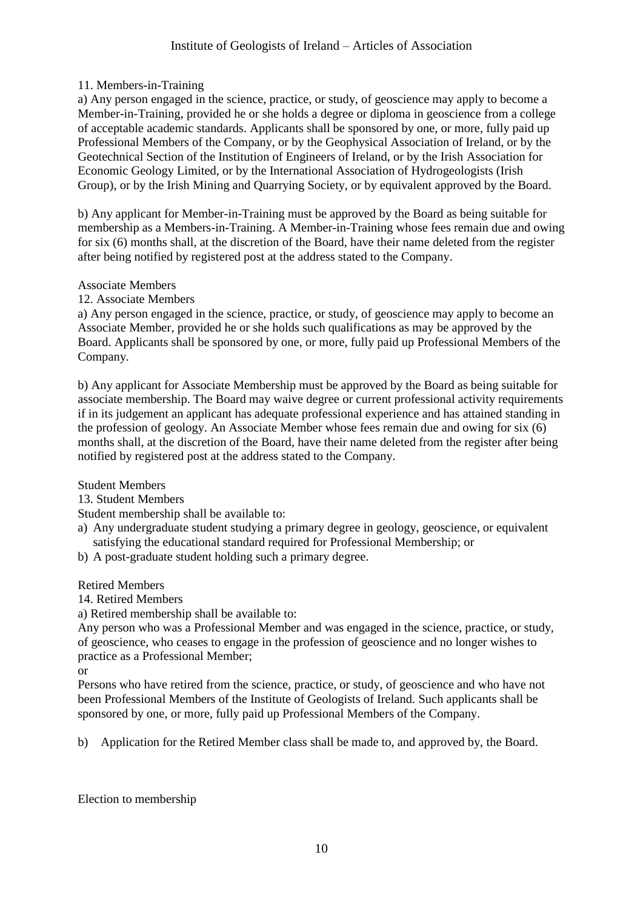11. Members-in-Training

a) Any person engaged in the science, practice, or study, of geoscience may apply to become a Member-in-Training, provided he or she holds a degree or diploma in geoscience from a college of acceptable academic standards. Applicants shall be sponsored by one, or more, fully paid up Professional Members of the Company, or by the Geophysical Association of Ireland, or by the Geotechnical Section of the Institution of Engineers of Ireland, or by the Irish Association for Economic Geology Limited, or by the International Association of Hydrogeologists (Irish Group), or by the Irish Mining and Quarrying Society, or by equivalent approved by the Board.

b) Any applicant for Member-in-Training must be approved by the Board as being suitable for membership as a Members-in-Training. A Member-in-Training whose fees remain due and owing for six (6) months shall, at the discretion of the Board, have their name deleted from the register after being notified by registered post at the address stated to the Company.

Associate Members

12. Associate Members

a) Any person engaged in the science, practice, or study, of geoscience may apply to become an Associate Member, provided he or she holds such qualifications as may be approved by the Board. Applicants shall be sponsored by one, or more, fully paid up Professional Members of the Company.

b) Any applicant for Associate Membership must be approved by the Board as being suitable for associate membership. The Board may waive degree or current professional activity requirements if in its judgement an applicant has adequate professional experience and has attained standing in the profession of geology. An Associate Member whose fees remain due and owing for six (6) months shall, at the discretion of the Board, have their name deleted from the register after being notified by registered post at the address stated to the Company.

Student Members

13. Student Members

Student membership shall be available to:

a) Any undergraduate student studying a primary degree in geology, geoscience, or equivalent satisfying the educational standard required for Professional Membership; or
b) A post-graduate student holding such a primary degree.

Retired Members

14. Retired Members

a) Retired membership shall be available to:

Any person who was a Professional Member and was engaged in the science, practice, or study, of geoscience, who ceases to engage in the profession of geoscience and no longer wishes to practice as a Professional Member;

or

Persons who have retired from the science, practice, or study, of geoscience and who have not been Professional Members of the Institute of Geologists of Ireland. Such applicants shall be sponsored by one, or more, fully paid up Professional Members of the Company.

b) Application for the Retired Member class shall be made to, and approved by, the Board.

Election to membership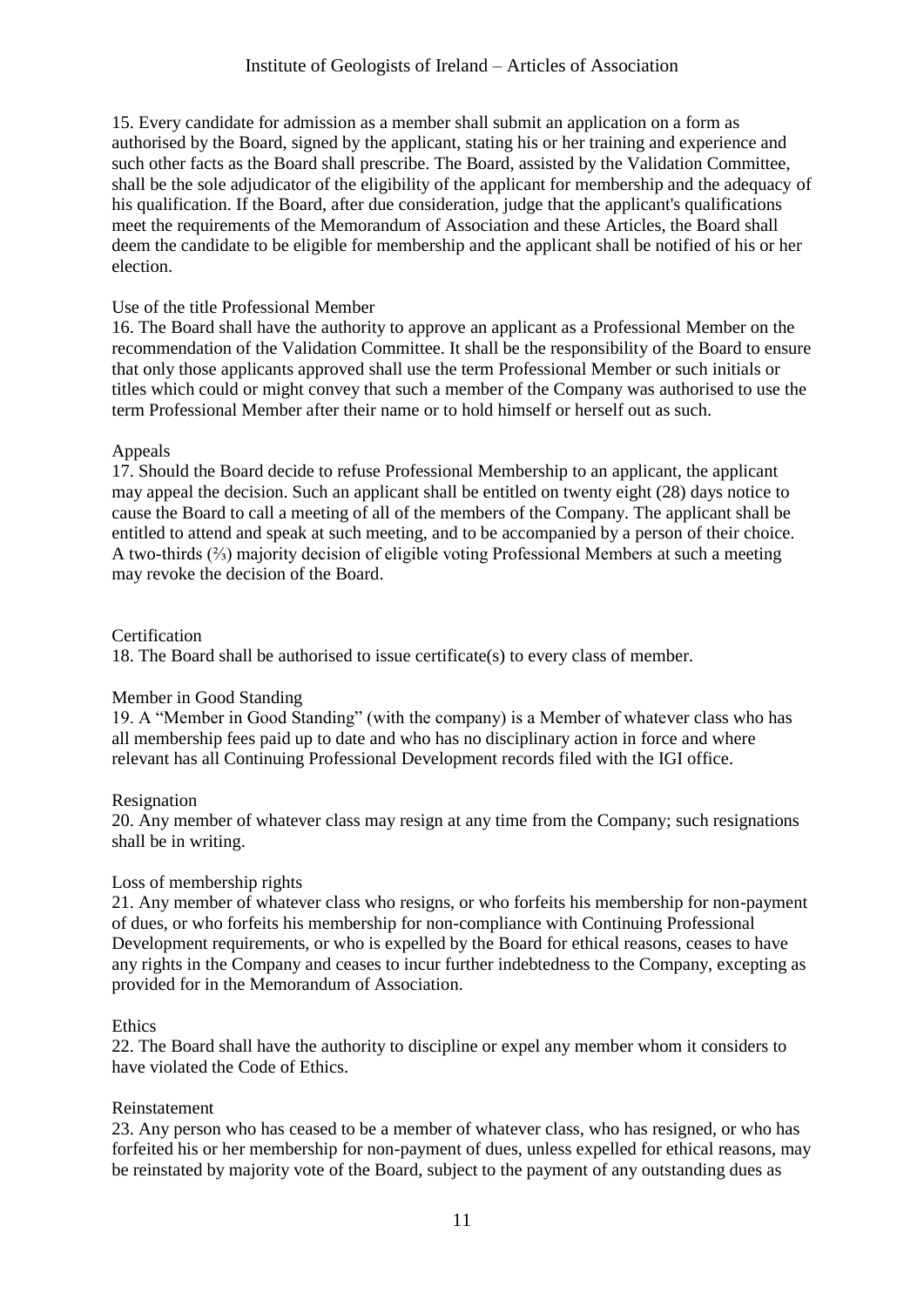15. Every candidate for admission as a member shall submit an application on a form as authorised by the Board, signed by the applicant, stating his or her training and experience and such other facts as the Board shall prescribe. The Board, assisted by the Validation Committee, shall be the sole adjudicator of the eligibility of the applicant for membership and the adequacy of his qualification. If the Board, after due consideration, judge that the applicant's qualifications meet the requirements of the Memorandum of Association and these Articles, the Board shall deem the candidate to be eligible for membership and the applicant shall be notified of his or her election.

Use of the title Professional Member

16. The Board shall have the authority to approve an applicant as a Professional Member on the recommendation of the Validation Committee. It shall be the responsibility of the Board to ensure that only those applicants approved shall use the term Professional Member or such initials or titles which could or might convey that such a member of the Company was authorised to use the term Professional Member after their name or to hold himself or herself out as such.

Appeals

17. Should the Board decide to refuse Professional Membership to an applicant, the applicant may appeal the decision. Such an applicant shall be entitled on twenty eight (28) days notice to cause the Board to call a meeting of all of the members of the Company. The applicant shall be entitled to attend and speak at such meeting, and to be accompanied by a person of their choice. A two-thirds (⅔) majority decision of eligible voting Professional Members at such a meeting may revoke the decision of the Board.

Certification

18. The Board shall be authorised to issue certificate(s) to every class of member.

Member in Good Standing

19. A "Member in Good Standing" (with the company) is a Member of whatever class who has all membership fees paid up to date and who has no disciplinary action in force and where relevant has all Continuing Professional Development records filed with the IGI office.

Resignation

20. Any member of whatever class may resign at any time from the Company; such resignations shall be in writing.

Loss of membership rights

21. Any member of whatever class who resigns, or who forfeits his membership for non-payment of dues, or who forfeits his membership for non-compliance with Continuing Professional Development requirements, or who is expelled by the Board for ethical reasons, ceases to have any rights in the Company and ceases to incur further indebtedness to the Company, excepting as provided for in the Memorandum of Association.

Ethics

22. The Board shall have the authority to discipline or expel any member whom it considers to have violated the Code of Ethics.

Reinstatement

23. Any person who has ceased to be a member of whatever class, who has resigned, or who has forfeited his or her membership for non-payment of dues, unless expelled for ethical reasons, may be reinstated by majority vote of the Board, subject to the payment of any outstanding dues as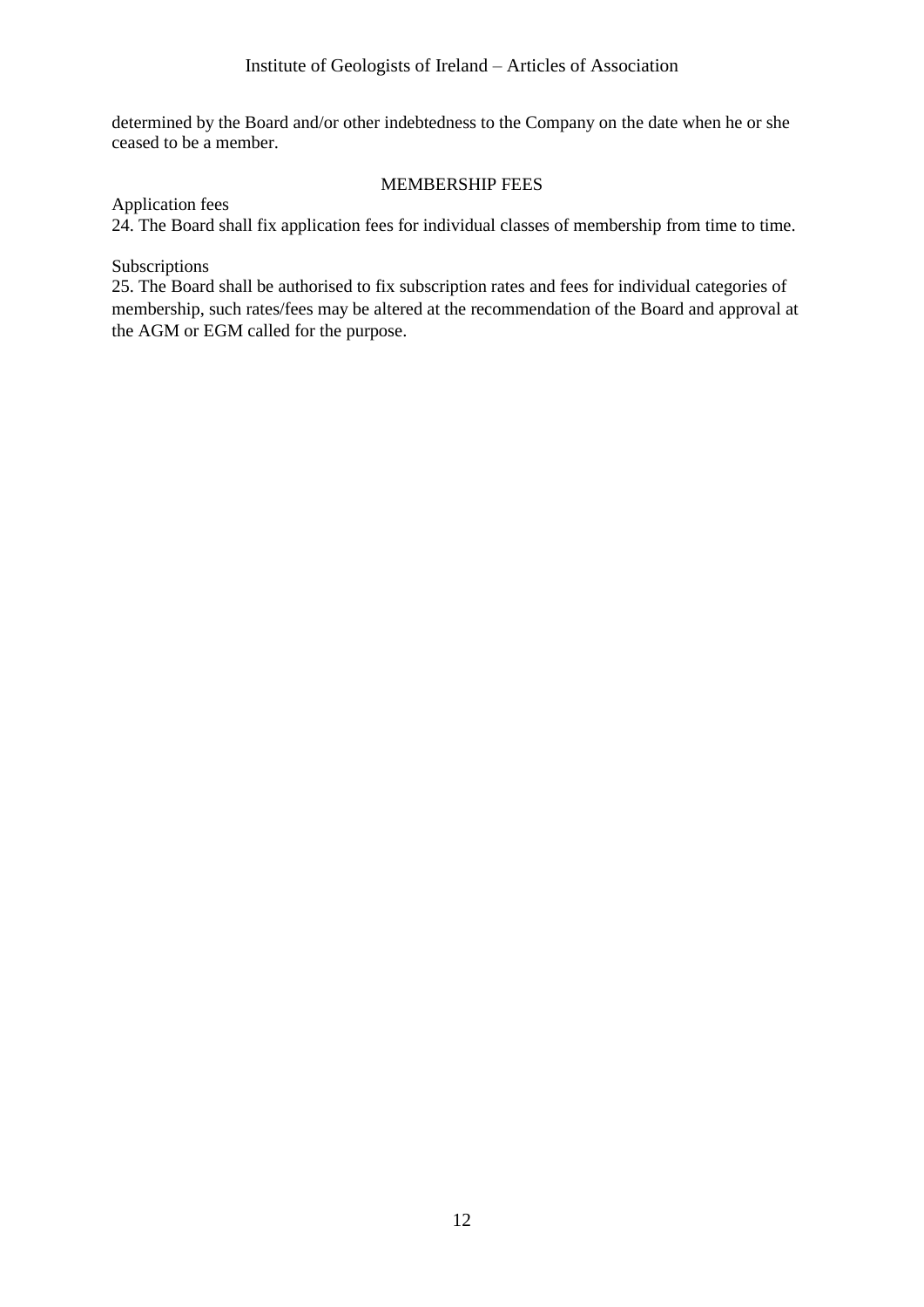determined by the Board and/or other indebtedness to the Company on the date when he or she ceased to be a member.

## MEMBERSHIP FEES

Application fees

24. The Board shall fix application fees for individual classes of membership from time to time.

Subscriptions

25. The Board shall be authorised to fix subscription rates and fees for individual categories of membership, such rates/fees may be altered at the recommendation of the Board and approval at the AGM or EGM called for the purpose.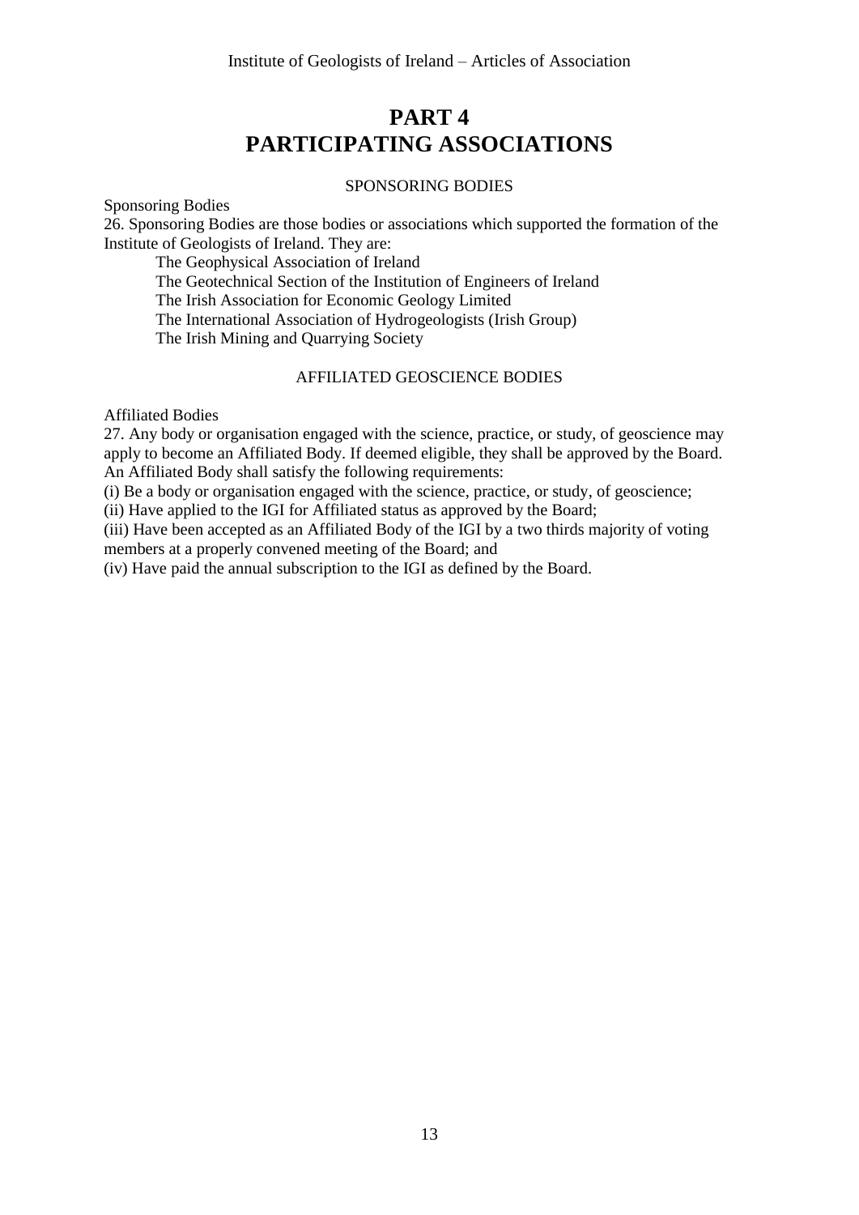# PART 4
# PARTICIPATING ASSOCIATIONS

SPONSORING BODIES

Sponsoring Bodies

26. Sponsoring Bodies are those bodies or associations which supported the formation of the Institute of Geologists of Ireland. They are:

The Geophysical Association of Ireland
The Geotechnical Section of the Institution of Engineers of Ireland
The Irish Association for Economic Geology Limited
The International Association of Hydrogeologists (Irish Group)
The Irish Mining and Quarrying Society

AFFILIATED GEOSCIENCE BODIES

Affiliated Bodies

27. Any body or organisation engaged with the science, practice, or study, of geoscience may apply to become an Affiliated Body. If deemed eligible, they shall be approved by the Board. An Affiliated Body shall satisfy the following requirements:

(i) Be a body or organisation engaged with the science, practice, or study, of geoscience;
(ii) Have applied to the IGI for Affiliated status as approved by the Board;
(iii) Have been accepted as an Affiliated Body of the IGI by a two thirds majority of voting members at a properly convened meeting of the Board; and
(iv) Have paid the annual subscription to the IGI as defined by the Board.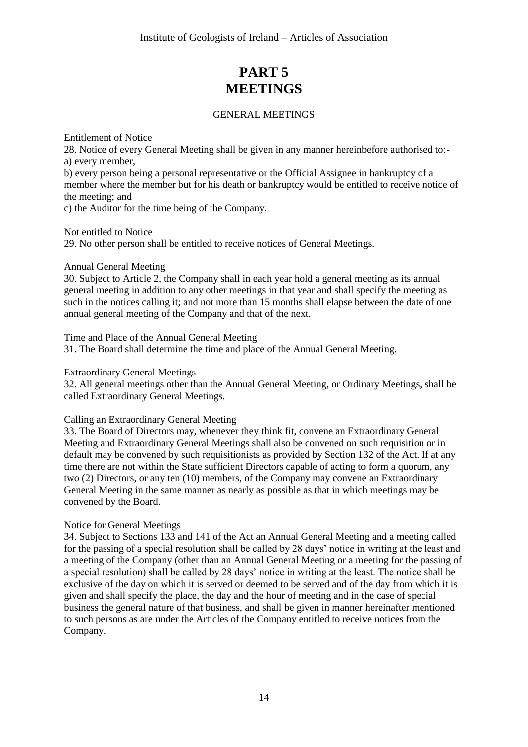# PART 5
# MEETINGS

## GENERAL MEETINGS

Entitlement of Notice

28. Notice of every General Meeting shall be given in any manner hereinbefore authorised to:-
a) every member,
b) every person being a personal representative or the Official Assignee in bankruptcy of a member where the member but for his death or bankruptcy would be entitled to receive notice of the meeting; and
c) the Auditor for the time being of the Company.

Not entitled to Notice

29. No other person shall be entitled to receive notices of General Meetings.

Annual General Meeting

30. Subject to Article 2, the Company shall in each year hold a general meeting as its annual general meeting in addition to any other meetings in that year and shall specify the meeting as such in the notices calling it; and not more than 15 months shall elapse between the date of one annual general meeting of the Company and that of the next.

Time and Place of the Annual General Meeting

31. The Board shall determine the time and place of the Annual General Meeting.

Extraordinary General Meetings

32. All general meetings other than the Annual General Meeting, or Ordinary Meetings, shall be called Extraordinary General Meetings.

Calling an Extraordinary General Meeting

33. The Board of Directors may, whenever they think fit, convene an Extraordinary General Meeting and Extraordinary General Meetings shall also be convened on such requisition or in default may be convened by such requisitionists as provided by Section 132 of the Act. If at any time there are not within the State sufficient Directors capable of acting to form a quorum, any two (2) Directors, or any ten (10) members, of the Company may convene an Extraordinary General Meeting in the same manner as nearly as possible as that in which meetings may be convened by the Board.

Notice for General Meetings

34. Subject to Sections 133 and 141 of the Act an Annual General Meeting and a meeting called for the passing of a special resolution shall be called by 28 days' notice in writing at the least and a meeting of the Company (other than an Annual General Meeting or a meeting for the passing of a special resolution) shall be called by 28 days' notice in writing at the least. The notice shall be exclusive of the day on which it is served or deemed to be served and of the day from which it is given and shall specify the place, the day and the hour of meeting and in the case of special business the general nature of that business, and shall be given in manner hereinafter mentioned to such persons as are under the Articles of the Company entitled to receive notices from the Company.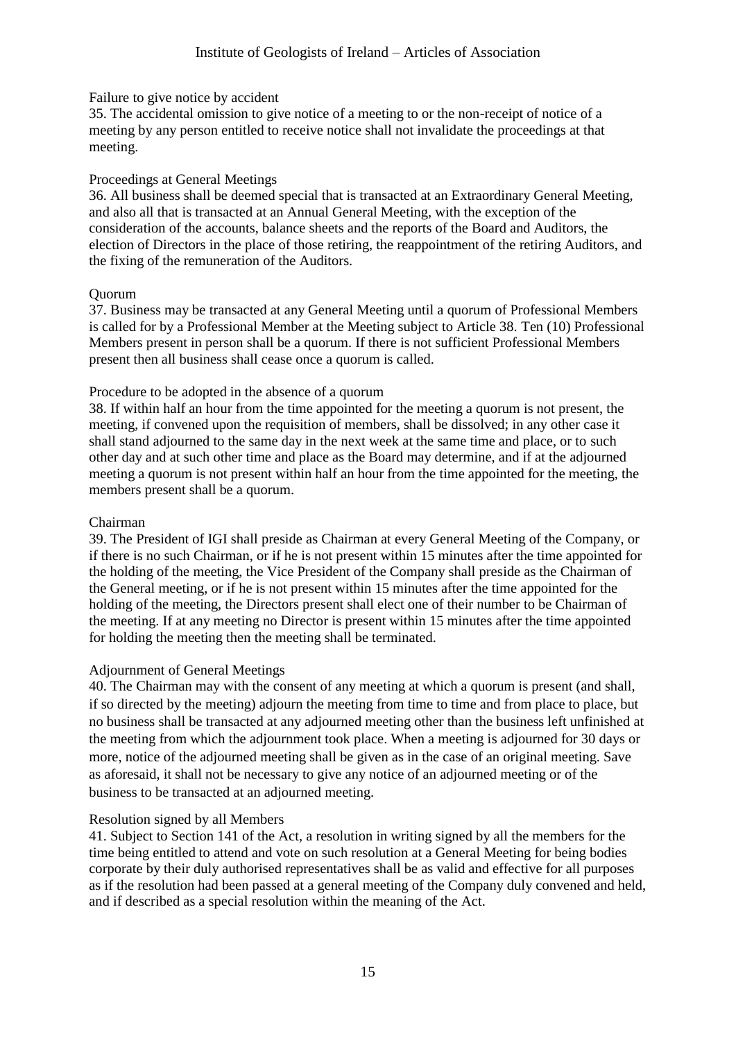Failure to give notice by accident

35. The accidental omission to give notice of a meeting to or the non-receipt of notice of a meeting by any person entitled to receive notice shall not invalidate the proceedings at that meeting.

Proceedings at General Meetings

36. All business shall be deemed special that is transacted at an Extraordinary General Meeting, and also all that is transacted at an Annual General Meeting, with the exception of the consideration of the accounts, balance sheets and the reports of the Board and Auditors, the election of Directors in the place of those retiring, the reappointment of the retiring Auditors, and the fixing of the remuneration of the Auditors.

Quorum

37. Business may be transacted at any General Meeting until a quorum of Professional Members is called for by a Professional Member at the Meeting subject to Article 38. Ten (10) Professional Members present in person shall be a quorum. If there is not sufficient Professional Members present then all business shall cease once a quorum is called.

Procedure to be adopted in the absence of a quorum

38. If within half an hour from the time appointed for the meeting a quorum is not present, the meeting, if convened upon the requisition of members, shall be dissolved; in any other case it shall stand adjourned to the same day in the next week at the same time and place, or to such other day and at such other time and place as the Board may determine, and if at the adjourned meeting a quorum is not present within half an hour from the time appointed for the meeting, the members present shall be a quorum.

Chairman

39. The President of IGI shall preside as Chairman at every General Meeting of the Company, or if there is no such Chairman, or if he is not present within 15 minutes after the time appointed for the holding of the meeting, the Vice President of the Company shall preside as the Chairman of the General meeting, or if he is not present within 15 minutes after the time appointed for the holding of the meeting, the Directors present shall elect one of their number to be Chairman of the meeting. If at any meeting no Director is present within 15 minutes after the time appointed for holding the meeting then the meeting shall be terminated.

Adjournment of General Meetings

40. The Chairman may with the consent of any meeting at which a quorum is present (and shall, if so directed by the meeting) adjourn the meeting from time to time and from place to place, but no business shall be transacted at any adjourned meeting other than the business left unfinished at the meeting from which the adjournment took place. When a meeting is adjourned for 30 days or more, notice of the adjourned meeting shall be given as in the case of an original meeting. Save as aforesaid, it shall not be necessary to give any notice of an adjourned meeting or of the business to be transacted at an adjourned meeting.

Resolution signed by all Members

41. Subject to Section 141 of the Act, a resolution in writing signed by all the members for the time being entitled to attend and vote on such resolution at a General Meeting for being bodies corporate by their duly authorised representatives shall be as valid and effective for all purposes as if the resolution had been passed at a general meeting of the Company duly convened and held, and if described as a special resolution within the meaning of the Act.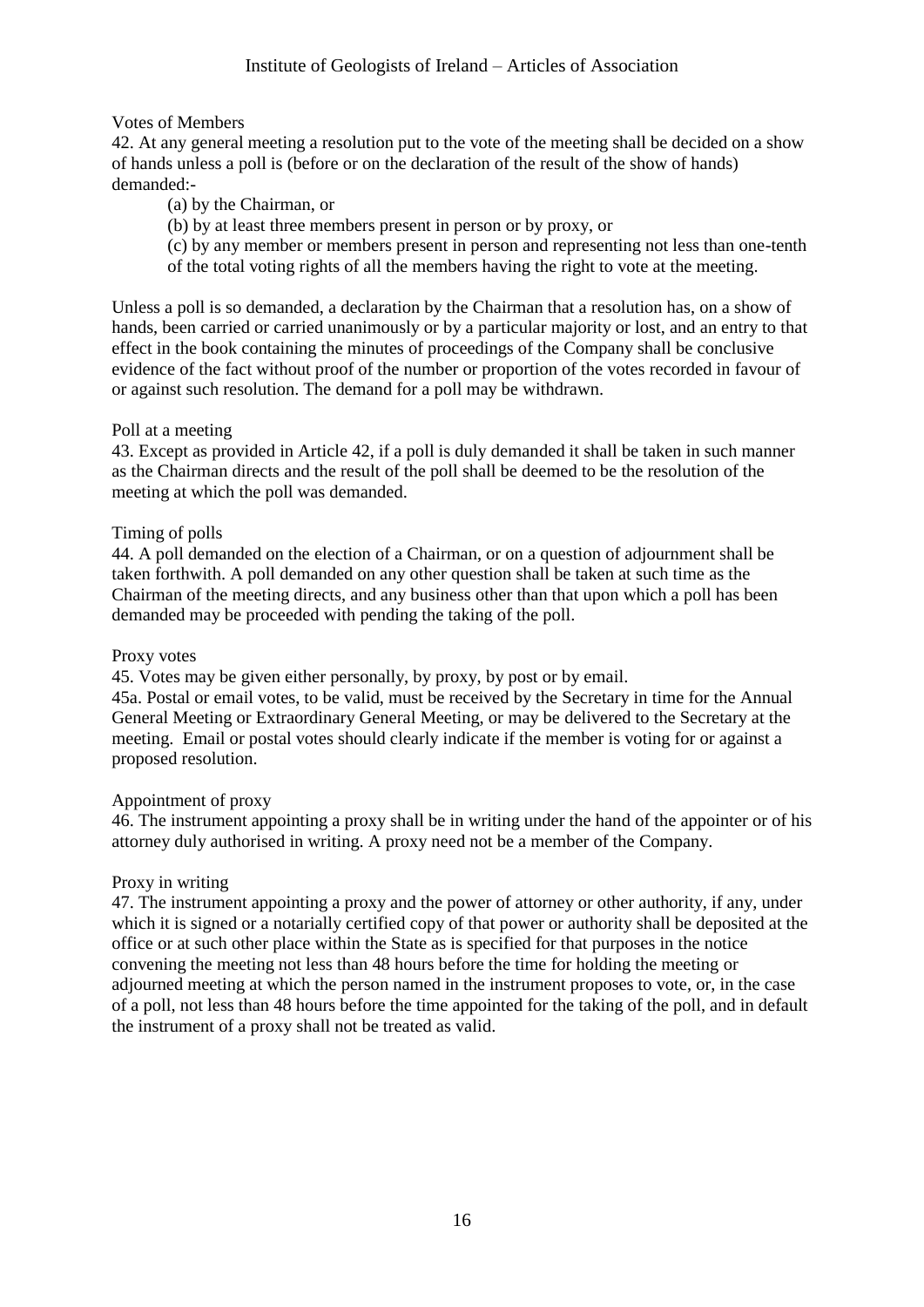### Votes of Members

42. At any general meeting a resolution put to the vote of the meeting shall be decided on a show of hands unless a poll is (before or on the declaration of the result of the show of hands) demanded:-

(a) by the Chairman, or

(b) by at least three members present in person or by proxy, or

(c) by any member or members present in person and representing not less than one-tenth of the total voting rights of all the members having the right to vote at the meeting.

Unless a poll is so demanded, a declaration by the Chairman that a resolution has, on a show of hands, been carried or carried unanimously or by a particular majority or lost, and an entry to that effect in the book containing the minutes of proceedings of the Company shall be conclusive evidence of the fact without proof of the number or proportion of the votes recorded in favour of or against such resolution. The demand for a poll may be withdrawn.

### Poll at a meeting

43. Except as provided in Article 42, if a poll is duly demanded it shall be taken in such manner as the Chairman directs and the result of the poll shall be deemed to be the resolution of the meeting at which the poll was demanded.

### Timing of polls

44. A poll demanded on the election of a Chairman, or on a question of adjournment shall be taken forthwith. A poll demanded on any other question shall be taken at such time as the Chairman of the meeting directs, and any business other than that upon which a poll has been demanded may be proceeded with pending the taking of the poll.

### Proxy votes

45. Votes may be given either personally, by proxy, by post or by email.

45a. Postal or email votes, to be valid, must be received by the Secretary in time for the Annual General Meeting or Extraordinary General Meeting, or may be delivered to the Secretary at the meeting. Email or postal votes should clearly indicate if the member is voting for or against a proposed resolution.

### Appointment of proxy

46. The instrument appointing a proxy shall be in writing under the hand of the appointer or of his attorney duly authorised in writing. A proxy need not be a member of the Company.

### Proxy in writing

47. The instrument appointing a proxy and the power of attorney or other authority, if any, under which it is signed or a notarially certified copy of that power or authority shall be deposited at the office or at such other place within the State as is specified for that purposes in the notice convening the meeting not less than 48 hours before the time for holding the meeting or adjourned meeting at which the person named in the instrument proposes to vote, or, in the case of a poll, not less than 48 hours before the time appointed for the taking of the poll, and in default the instrument of a proxy shall not be treated as valid.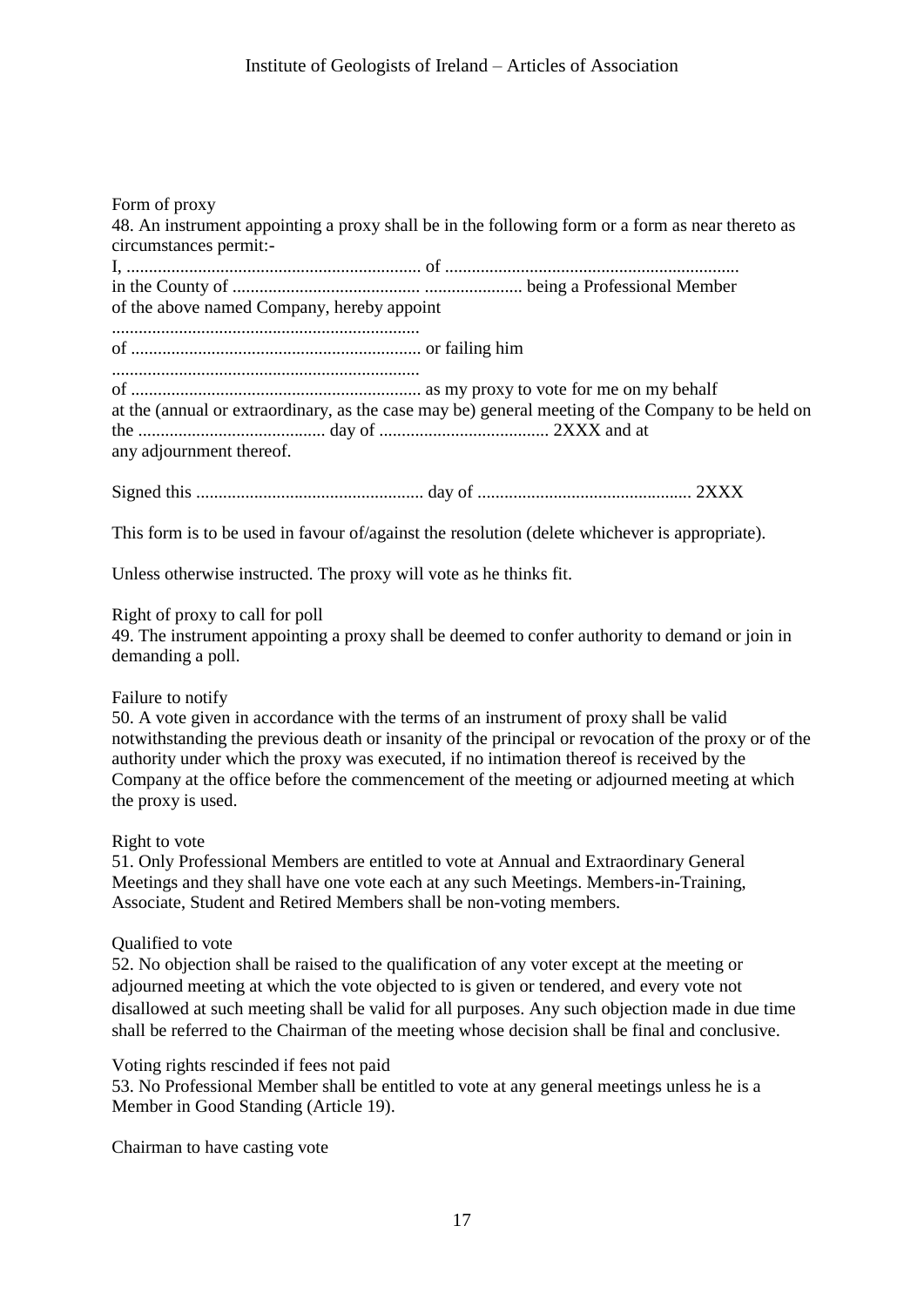Form of proxy

48. An instrument appointing a proxy shall be in the following form or a form as near thereto as circumstances permit:-

I, .................................................................. of ..................................................................
in the County of ........................................... ...................... being a Professional Member
of the above named Company, hereby appoint
....................................................................
of ................................................................. or failing him
....................................................................
of ................................................................. as my proxy to vote for me on my behalf
at the (annual or extraordinary, as the case may be) general meeting of the Company to be held on
the .......................................... day of ...................................... 2XXX and at
any adjournment thereof.

Signed this ................................................... day of ................................................ 2XXX

This form is to be used in favour of/against the resolution (delete whichever is appropriate).

Unless otherwise instructed. The proxy will vote as he thinks fit.

Right of proxy to call for poll

49. The instrument appointing a proxy shall be deemed to confer authority to demand or join in demanding a poll.

Failure to notify

50. A vote given in accordance with the terms of an instrument of proxy shall be valid notwithstanding the previous death or insanity of the principal or revocation of the proxy or of the authority under which the proxy was executed, if no intimation thereof is received by the Company at the office before the commencement of the meeting or adjourned meeting at which the proxy is used.

Right to vote

51. Only Professional Members are entitled to vote at Annual and Extraordinary General Meetings and they shall have one vote each at any such Meetings. Members-in-Training, Associate, Student and Retired Members shall be non-voting members.

Qualified to vote

52. No objection shall be raised to the qualification of any voter except at the meeting or adjourned meeting at which the vote objected to is given or tendered, and every vote not disallowed at such meeting shall be valid for all purposes. Any such objection made in due time shall be referred to the Chairman of the meeting whose decision shall be final and conclusive.

Voting rights rescinded if fees not paid

53. No Professional Member shall be entitled to vote at any general meetings unless he is a Member in Good Standing (Article 19).

Chairman to have casting vote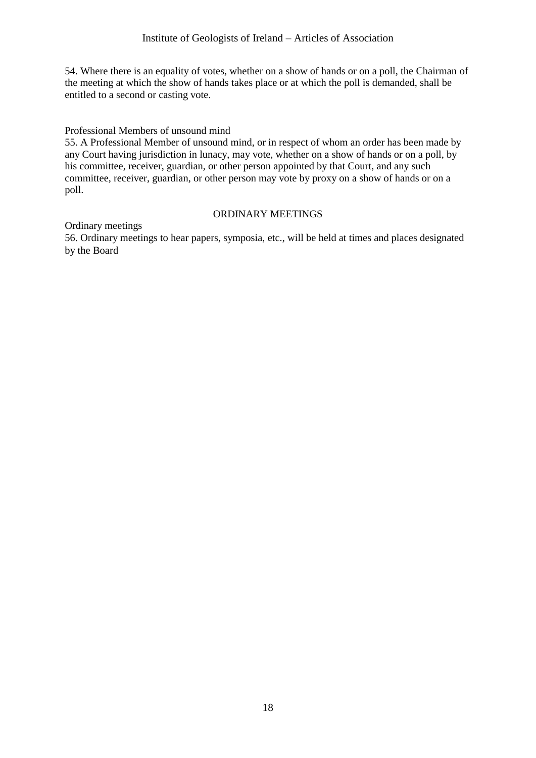54. Where there is an equality of votes, whether on a show of hands or on a poll, the Chairman of the meeting at which the show of hands takes place or at which the poll is demanded, shall be entitled to a second or casting vote.

Professional Members of unsound mind

55. A Professional Member of unsound mind, or in respect of whom an order has been made by any Court having jurisdiction in lunacy, may vote, whether on a show of hands or on a poll, by his committee, receiver, guardian, or other person appointed by that Court, and any such committee, receiver, guardian, or other person may vote by proxy on a show of hands or on a poll.

## ORDINARY MEETINGS

Ordinary meetings

56. Ordinary meetings to hear papers, symposia, etc., will be held at times and places designated by the Board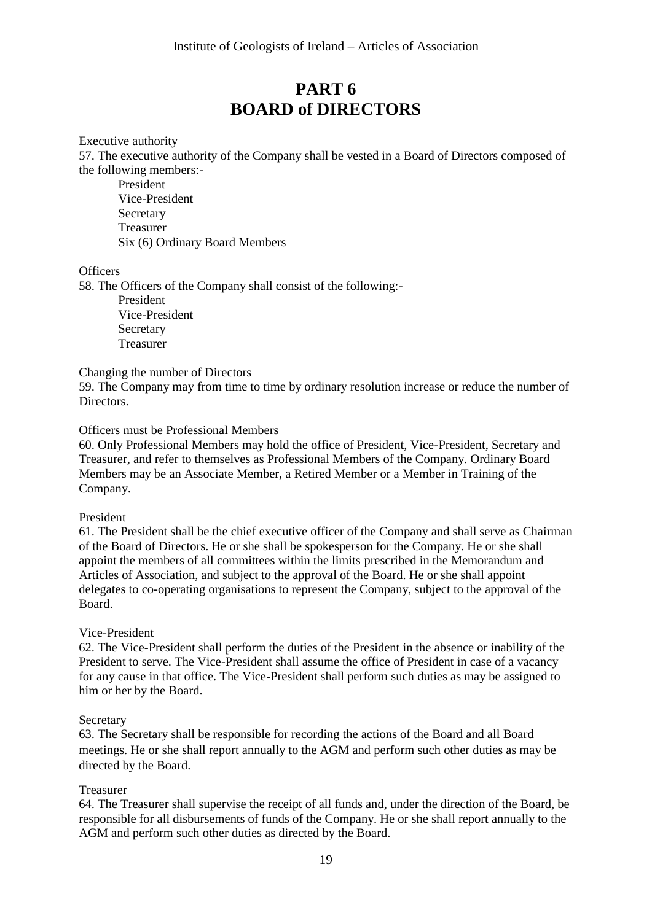# PART 6
# BOARD of DIRECTORS

Executive authority

57. The executive authority of the Company shall be vested in a Board of Directors composed of the following members:-

President
Vice-President
Secretary
Treasurer
Six (6) Ordinary Board Members

Officers

58. The Officers of the Company shall consist of the following:-

President
Vice-President
Secretary
Treasurer

Changing the number of Directors

59. The Company may from time to time by ordinary resolution increase or reduce the number of Directors.

Officers must be Professional Members

60. Only Professional Members may hold the office of President, Vice-President, Secretary and Treasurer, and refer to themselves as Professional Members of the Company. Ordinary Board Members may be an Associate Member, a Retired Member or a Member in Training of the Company.

President

61. The President shall be the chief executive officer of the Company and shall serve as Chairman of the Board of Directors. He or she shall be spokesperson for the Company. He or she shall appoint the members of all committees within the limits prescribed in the Memorandum and Articles of Association, and subject to the approval of the Board. He or she shall appoint delegates to co-operating organisations to represent the Company, subject to the approval of the Board.

Vice-President

62. The Vice-President shall perform the duties of the President in the absence or inability of the President to serve. The Vice-President shall assume the office of President in case of a vacancy for any cause in that office. The Vice-President shall perform such duties as may be assigned to him or her by the Board.

Secretary

63. The Secretary shall be responsible for recording the actions of the Board and all Board meetings. He or she shall report annually to the AGM and perform such other duties as may be directed by the Board.

Treasurer

64. The Treasurer shall supervise the receipt of all funds and, under the direction of the Board, be responsible for all disbursements of funds of the Company. He or she shall report annually to the AGM and perform such other duties as directed by the Board.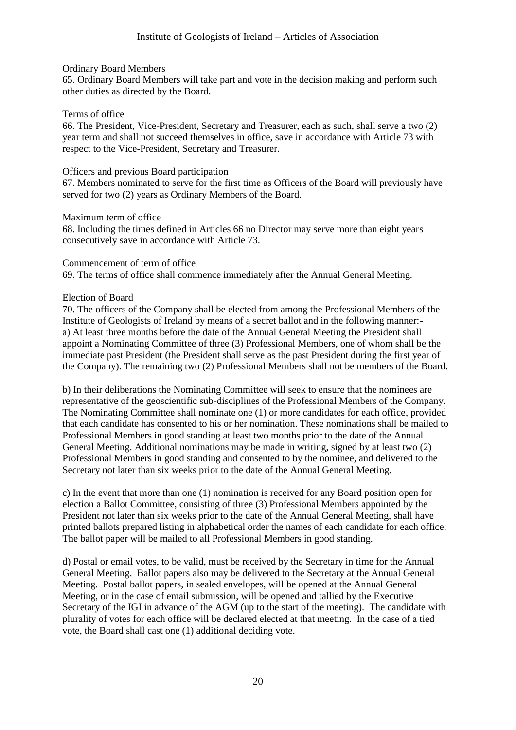Ordinary Board Members

65. Ordinary Board Members will take part and vote in the decision making and perform such other duties as directed by the Board.

Terms of office

66. The President, Vice-President, Secretary and Treasurer, each as such, shall serve a two (2) year term and shall not succeed themselves in office, save in accordance with Article 73 with respect to the Vice-President, Secretary and Treasurer.

Officers and previous Board participation

67. Members nominated to serve for the first time as Officers of the Board will previously have served for two (2) years as Ordinary Members of the Board.

Maximum term of office

68. Including the times defined in Articles 66 no Director may serve more than eight years consecutively save in accordance with Article 73.

Commencement of term of office

69. The terms of office shall commence immediately after the Annual General Meeting.

Election of Board

70. The officers of the Company shall be elected from among the Professional Members of the Institute of Geologists of Ireland by means of a secret ballot and in the following manner:-

a) At least three months before the date of the Annual General Meeting the President shall appoint a Nominating Committee of three (3) Professional Members, one of whom shall be the immediate past President (the President shall serve as the past President during the first year of the Company). The remaining two (2) Professional Members shall not be members of the Board.

b) In their deliberations the Nominating Committee will seek to ensure that the nominees are representative of the geoscientific sub-disciplines of the Professional Members of the Company. The Nominating Committee shall nominate one (1) or more candidates for each office, provided that each candidate has consented to his or her nomination. These nominations shall be mailed to Professional Members in good standing at least two months prior to the date of the Annual General Meeting. Additional nominations may be made in writing, signed by at least two (2) Professional Members in good standing and consented to by the nominee, and delivered to the Secretary not later than six weeks prior to the date of the Annual General Meeting.

c) In the event that more than one (1) nomination is received for any Board position open for election a Ballot Committee, consisting of three (3) Professional Members appointed by the President not later than six weeks prior to the date of the Annual General Meeting, shall have printed ballots prepared listing in alphabetical order the names of each candidate for each office. The ballot paper will be mailed to all Professional Members in good standing.

d) Postal or email votes, to be valid, must be received by the Secretary in time for the Annual General Meeting. Ballot papers also may be delivered to the Secretary at the Annual General Meeting. Postal ballot papers, in sealed envelopes, will be opened at the Annual General Meeting, or in the case of email submission, will be opened and tallied by the Executive Secretary of the IGI in advance of the AGM (up to the start of the meeting). The candidate with plurality of votes for each office will be declared elected at that meeting. In the case of a tied vote, the Board shall cast one (1) additional deciding vote.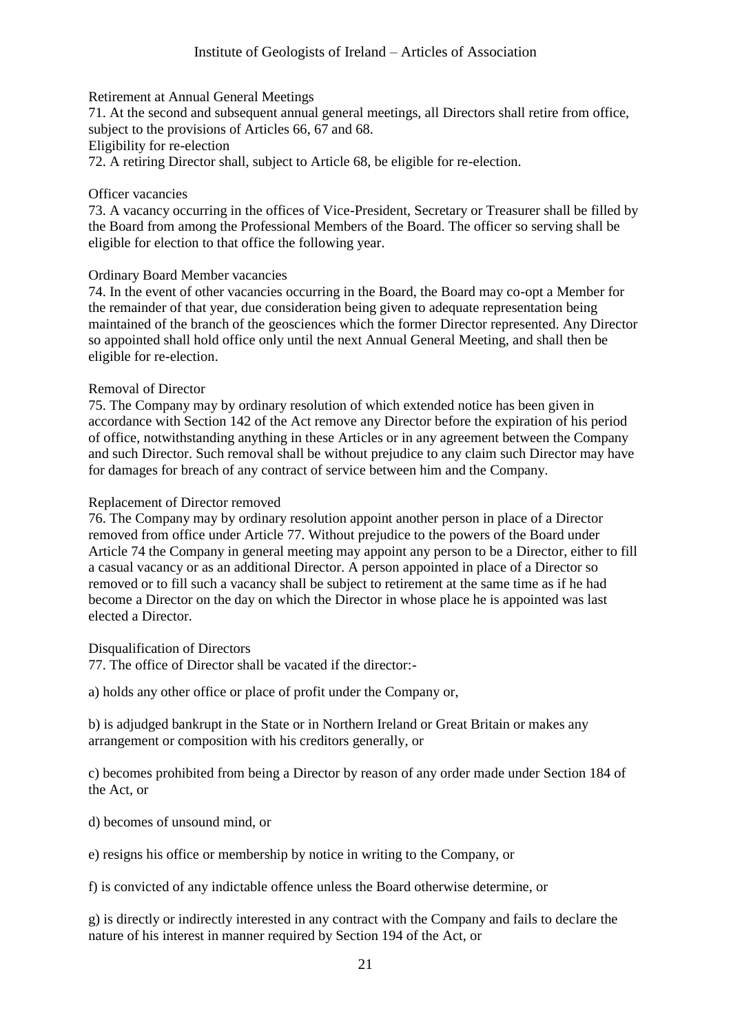### Retirement at Annual General Meetings

71. At the second and subsequent annual general meetings, all Directors shall retire from office, subject to the provisions of Articles 66, 67 and 68.

### Eligibility for re-election

72. A retiring Director shall, subject to Article 68, be eligible for re-election.

### Officer vacancies

73. A vacancy occurring in the offices of Vice-President, Secretary or Treasurer shall be filled by the Board from among the Professional Members of the Board. The officer so serving shall be eligible for election to that office the following year.

### Ordinary Board Member vacancies

74. In the event of other vacancies occurring in the Board, the Board may co-opt a Member for the remainder of that year, due consideration being given to adequate representation being maintained of the branch of the geosciences which the former Director represented. Any Director so appointed shall hold office only until the next Annual General Meeting, and shall then be eligible for re-election.

### Removal of Director

75. The Company may by ordinary resolution of which extended notice has been given in accordance with Section 142 of the Act remove any Director before the expiration of his period of office, notwithstanding anything in these Articles or in any agreement between the Company and such Director. Such removal shall be without prejudice to any claim such Director may have for damages for breach of any contract of service between him and the Company.

### Replacement of Director removed

76. The Company may by ordinary resolution appoint another person in place of a Director removed from office under Article 77. Without prejudice to the powers of the Board under Article 74 the Company in general meeting may appoint any person to be a Director, either to fill a casual vacancy or as an additional Director. A person appointed in place of a Director so removed or to fill such a vacancy shall be subject to retirement at the same time as if he had become a Director on the day on which the Director in whose place he is appointed was last elected a Director.

### Disqualification of Directors

77. The office of Director shall be vacated if the director:-

a) holds any other office or place of profit under the Company or,

b) is adjudged bankrupt in the State or in Northern Ireland or Great Britain or makes any arrangement or composition with his creditors generally, or

c) becomes prohibited from being a Director by reason of any order made under Section 184 of the Act, or

d) becomes of unsound mind, or

e) resigns his office or membership by notice in writing to the Company, or

f) is convicted of any indictable offence unless the Board otherwise determine, or

g) is directly or indirectly interested in any contract with the Company and fails to declare the nature of his interest in manner required by Section 194 of the Act, or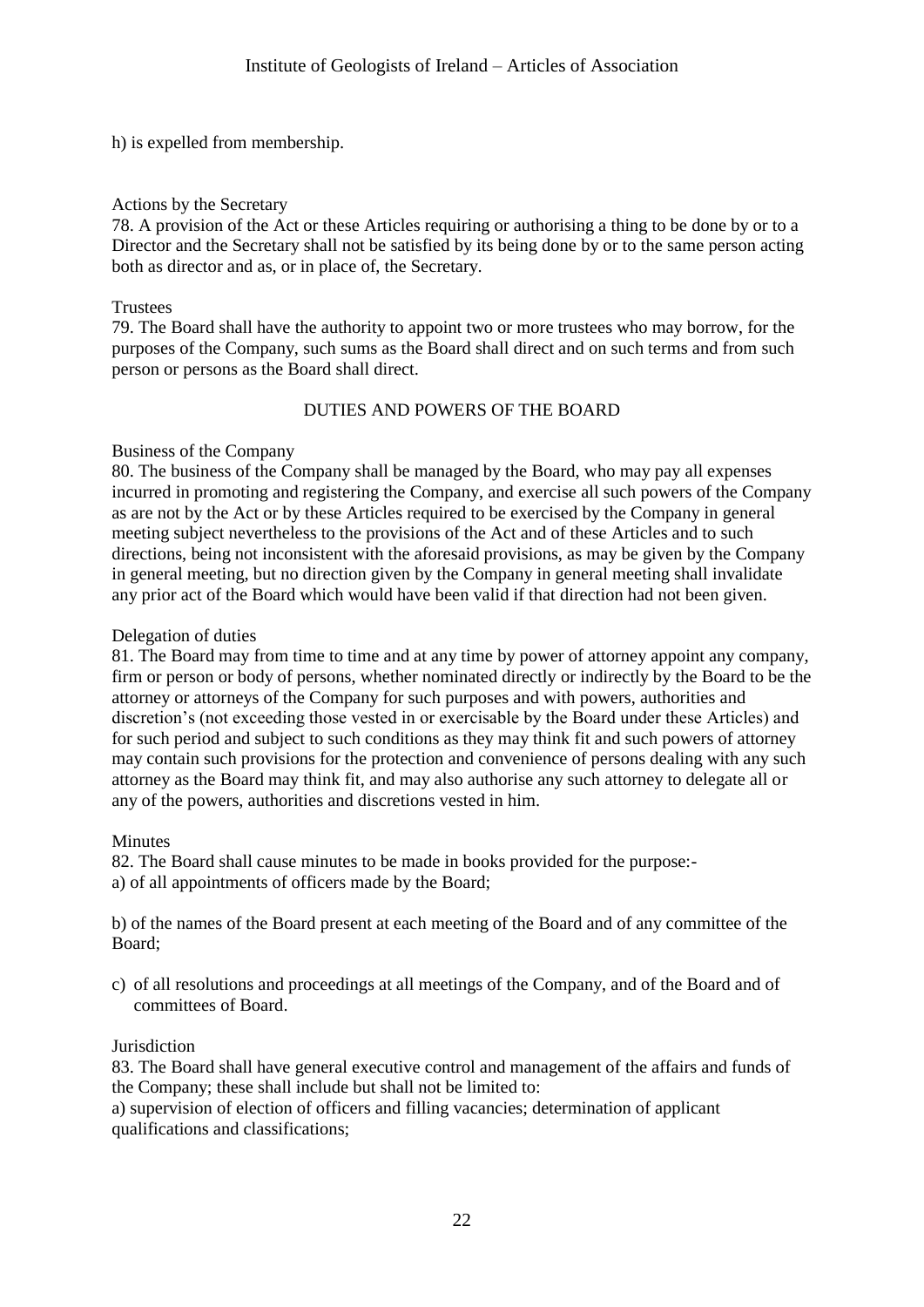h) is expelled from membership.

Actions by the Secretary

78. A provision of the Act or these Articles requiring or authorising a thing to be done by or to a Director and the Secretary shall not be satisfied by its being done by or to the same person acting both as director and as, or in place of, the Secretary.

Trustees

79. The Board shall have the authority to appoint two or more trustees who may borrow, for the purposes of the Company, such sums as the Board shall direct and on such terms and from such person or persons as the Board shall direct.

## DUTIES AND POWERS OF THE BOARD

Business of the Company

80. The business of the Company shall be managed by the Board, who may pay all expenses incurred in promoting and registering the Company, and exercise all such powers of the Company as are not by the Act or by these Articles required to be exercised by the Company in general meeting subject nevertheless to the provisions of the Act and of these Articles and to such directions, being not inconsistent with the aforesaid provisions, as may be given by the Company in general meeting, but no direction given by the Company in general meeting shall invalidate any prior act of the Board which would have been valid if that direction had not been given.

Delegation of duties

81. The Board may from time to time and at any time by power of attorney appoint any company, firm or person or body of persons, whether nominated directly or indirectly by the Board to be the attorney or attorneys of the Company for such purposes and with powers, authorities and discretion's (not exceeding those vested in or exercisable by the Board under these Articles) and for such period and subject to such conditions as they may think fit and such powers of attorney may contain such provisions for the protection and convenience of persons dealing with any such attorney as the Board may think fit, and may also authorise any such attorney to delegate all or any of the powers, authorities and discretions vested in him.

Minutes

82. The Board shall cause minutes to be made in books provided for the purpose:-

a) of all appointments of officers made by the Board;

b) of the names of the Board present at each meeting of the Board and of any committee of the Board;

c) of all resolutions and proceedings at all meetings of the Company, and of the Board and of committees of Board.

Jurisdiction

83. The Board shall have general executive control and management of the affairs and funds of the Company; these shall include but shall not be limited to:

a) supervision of election of officers and filling vacancies; determination of applicant qualifications and classifications;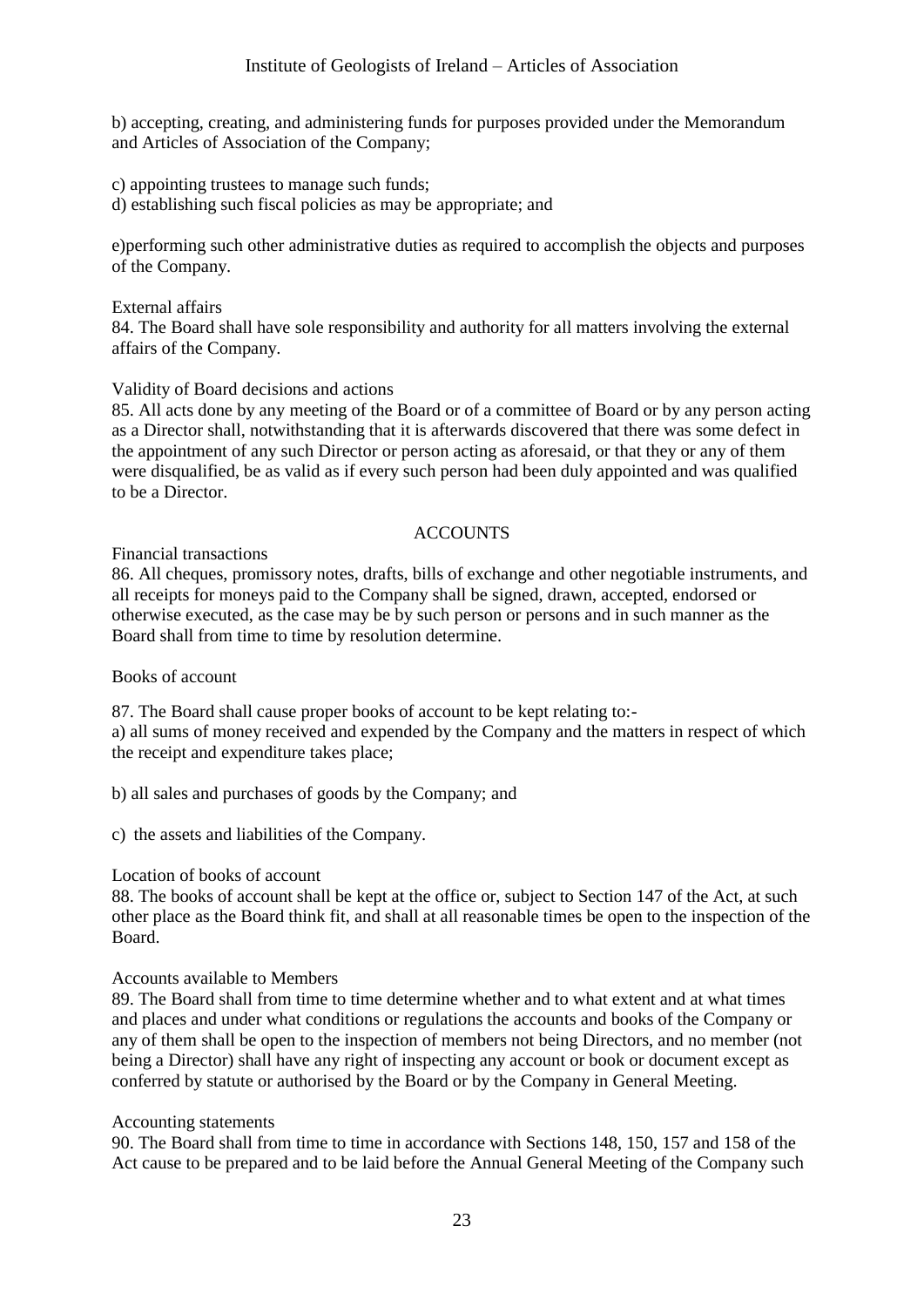b) accepting, creating, and administering funds for purposes provided under the Memorandum and Articles of Association of the Company;

c) appointing trustees to manage such funds;
d) establishing such fiscal policies as may be appropriate; and

e)performing such other administrative duties as required to accomplish the objects and purposes of the Company.

External affairs
84. The Board shall have sole responsibility and authority for all matters involving the external affairs of the Company.

Validity of Board decisions and actions
85. All acts done by any meeting of the Board or of a committee of Board or by any person acting as a Director shall, notwithstanding that it is afterwards discovered that there was some defect in the appointment of any such Director or person acting as aforesaid, or that they or any of them were disqualified, be as valid as if every such person had been duly appointed and was qualified to be a Director.

## ACCOUNTS

Financial transactions
86. All cheques, promissory notes, drafts, bills of exchange and other negotiable instruments, and all receipts for moneys paid to the Company shall be signed, drawn, accepted, endorsed or otherwise executed, as the case may be by such person or persons and in such manner as the Board shall from time to time by resolution determine.

Books of account

87. The Board shall cause proper books of account to be kept relating to:-
a) all sums of money received and expended by the Company and the matters in respect of which the receipt and expenditure takes place;

b) all sales and purchases of goods by the Company; and

c) the assets and liabilities of the Company.

Location of books of account
88. The books of account shall be kept at the office or, subject to Section 147 of the Act, at such other place as the Board think fit, and shall at all reasonable times be open to the inspection of the Board.

Accounts available to Members
89. The Board shall from time to time determine whether and to what extent and at what times and places and under what conditions or regulations the accounts and books of the Company or any of them shall be open to the inspection of members not being Directors, and no member (not being a Director) shall have any right of inspecting any account or book or document except as conferred by statute or authorised by the Board or by the Company in General Meeting.

Accounting statements
90. The Board shall from time to time in accordance with Sections 148, 150, 157 and 158 of the Act cause to be prepared and to be laid before the Annual General Meeting of the Company such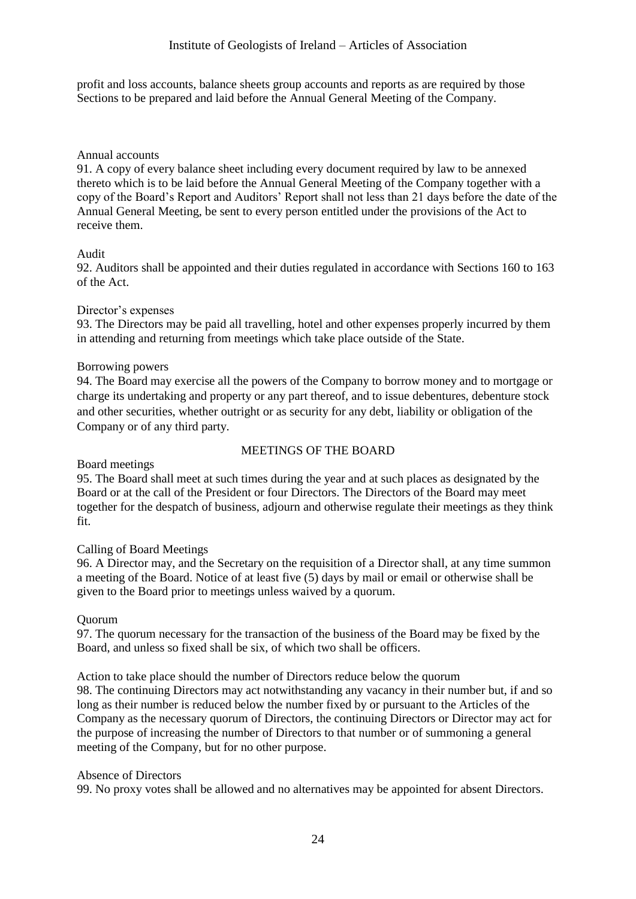profit and loss accounts, balance sheets group accounts and reports as are required by those Sections to be prepared and laid before the Annual General Meeting of the Company.

Annual accounts

91. A copy of every balance sheet including every document required by law to be annexed thereto which is to be laid before the Annual General Meeting of the Company together with a copy of the Board's Report and Auditors' Report shall not less than 21 days before the date of the Annual General Meeting, be sent to every person entitled under the provisions of the Act to receive them.

Audit

92. Auditors shall be appointed and their duties regulated in accordance with Sections 160 to 163 of the Act.

Director's expenses

93. The Directors may be paid all travelling, hotel and other expenses properly incurred by them in attending and returning from meetings which take place outside of the State.

Borrowing powers

94. The Board may exercise all the powers of the Company to borrow money and to mortgage or charge its undertaking and property or any part thereof, and to issue debentures, debenture stock and other securities, whether outright or as security for any debt, liability or obligation of the Company or of any third party.

## MEETINGS OF THE BOARD

Board meetings

95. The Board shall meet at such times during the year and at such places as designated by the Board or at the call of the President or four Directors. The Directors of the Board may meet together for the despatch of business, adjourn and otherwise regulate their meetings as they think fit.

Calling of Board Meetings

96. A Director may, and the Secretary on the requisition of a Director shall, at any time summon a meeting of the Board. Notice of at least five (5) days by mail or email or otherwise shall be given to the Board prior to meetings unless waived by a quorum.

Quorum

97. The quorum necessary for the transaction of the business of the Board may be fixed by the Board, and unless so fixed shall be six, of which two shall be officers.

Action to take place should the number of Directors reduce below the quorum

98. The continuing Directors may act notwithstanding any vacancy in their number but, if and so long as their number is reduced below the number fixed by or pursuant to the Articles of the Company as the necessary quorum of Directors, the continuing Directors or Director may act for the purpose of increasing the number of Directors to that number or of summoning a general meeting of the Company, but for no other purpose.

Absence of Directors

99. No proxy votes shall be allowed and no alternatives may be appointed for absent Directors.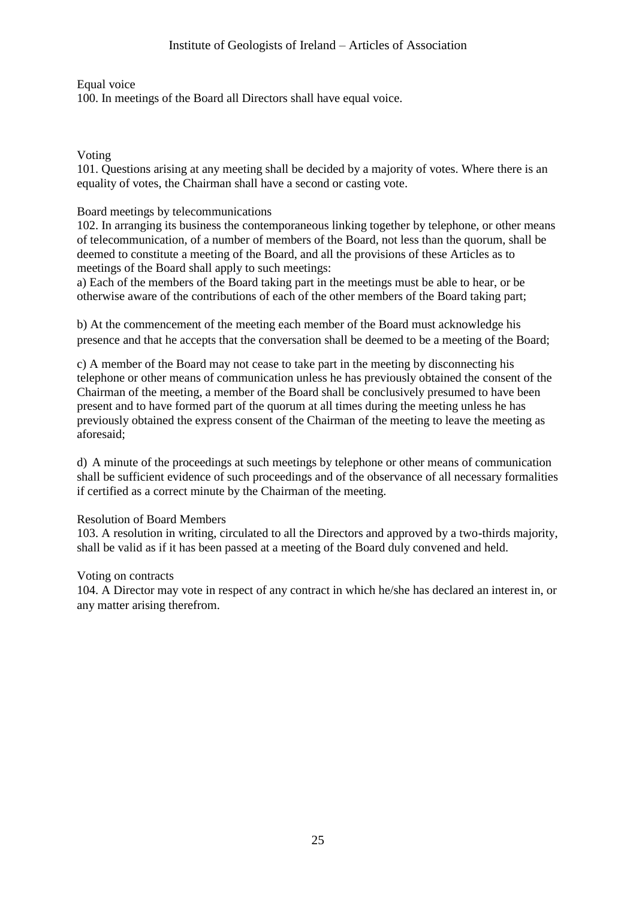Equal voice

100. In meetings of the Board all Directors shall have equal voice.

Voting

101. Questions arising at any meeting shall be decided by a majority of votes. Where there is an equality of votes, the Chairman shall have a second or casting vote.

Board meetings by telecommunications

102. In arranging its business the contemporaneous linking together by telephone, or other means of telecommunication, of a number of members of the Board, not less than the quorum, shall be deemed to constitute a meeting of the Board, and all the provisions of these Articles as to meetings of the Board shall apply to such meetings:

a) Each of the members of the Board taking part in the meetings must be able to hear, or be otherwise aware of the contributions of each of the other members of the Board taking part;

b) At the commencement of the meeting each member of the Board must acknowledge his presence and that he accepts that the conversation shall be deemed to be a meeting of the Board;

c) A member of the Board may not cease to take part in the meeting by disconnecting his telephone or other means of communication unless he has previously obtained the consent of the Chairman of the meeting, a member of the Board shall be conclusively presumed to have been present and to have formed part of the quorum at all times during the meeting unless he has previously obtained the express consent of the Chairman of the meeting to leave the meeting as aforesaid;

d) A minute of the proceedings at such meetings by telephone or other means of communication shall be sufficient evidence of such proceedings and of the observance of all necessary formalities if certified as a correct minute by the Chairman of the meeting.

Resolution of Board Members

103. A resolution in writing, circulated to all the Directors and approved by a two-thirds majority, shall be valid as if it has been passed at a meeting of the Board duly convened and held.

Voting on contracts

104. A Director may vote in respect of any contract in which he/she has declared an interest in, or any matter arising therefrom.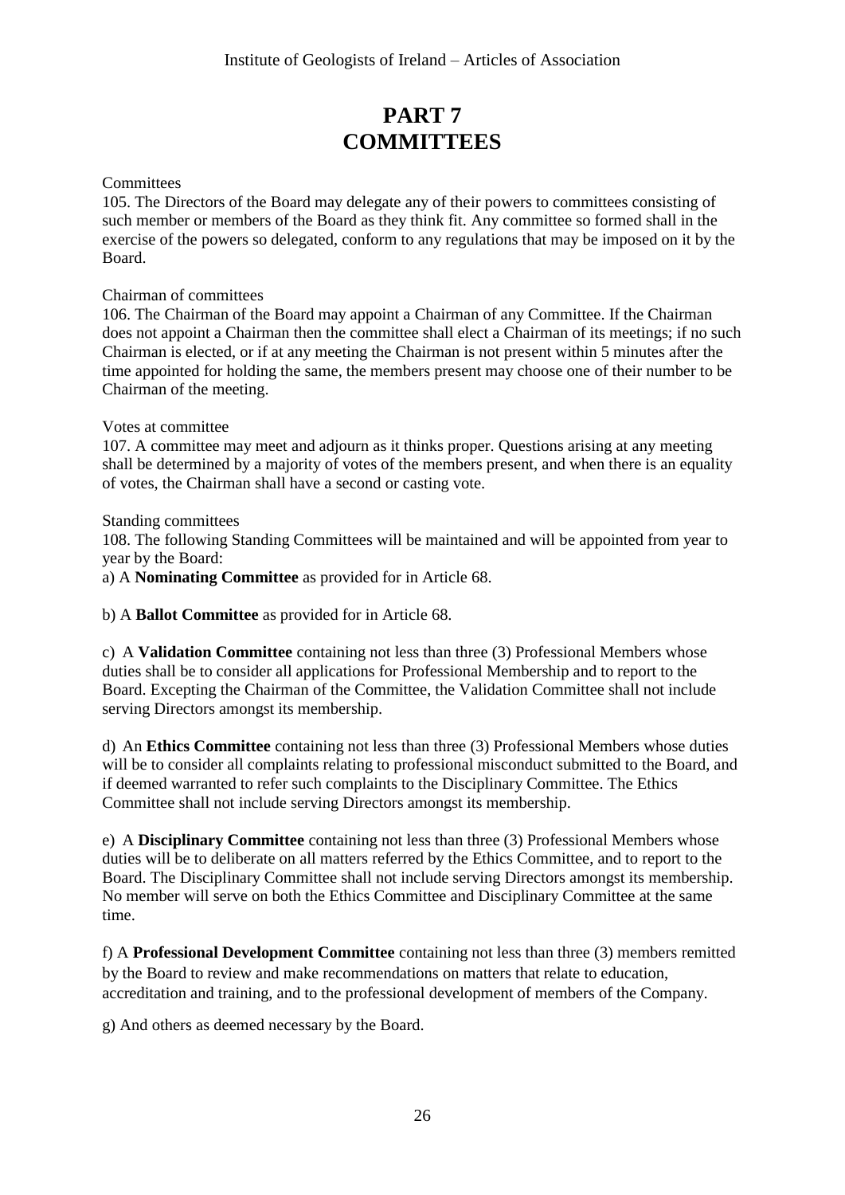# PART 7
# COMMITTEES

Committees

105. The Directors of the Board may delegate any of their powers to committees consisting of such member or members of the Board as they think fit. Any committee so formed shall in the exercise of the powers so delegated, conform to any regulations that may be imposed on it by the Board.

Chairman of committees

106. The Chairman of the Board may appoint a Chairman of any Committee. If the Chairman does not appoint a Chairman then the committee shall elect a Chairman of its meetings; if no such Chairman is elected, or if at any meeting the Chairman is not present within 5 minutes after the time appointed for holding the same, the members present may choose one of their number to be Chairman of the meeting.

Votes at committee

107. A committee may meet and adjourn as it thinks proper. Questions arising at any meeting shall be determined by a majority of votes of the members present, and when there is an equality of votes, the Chairman shall have a second or casting vote.

Standing committees

108. The following Standing Committees will be maintained and will be appointed from year to year by the Board:

a) A **Nominating Committee** as provided for in Article 68.

b) A **Ballot Committee** as provided for in Article 68.

c) A **Validation Committee** containing not less than three (3) Professional Members whose duties shall be to consider all applications for Professional Membership and to report to the Board. Excepting the Chairman of the Committee, the Validation Committee shall not include serving Directors amongst its membership.

d) An **Ethics Committee** containing not less than three (3) Professional Members whose duties will be to consider all complaints relating to professional misconduct submitted to the Board, and if deemed warranted to refer such complaints to the Disciplinary Committee. The Ethics Committee shall not include serving Directors amongst its membership.

e) A **Disciplinary Committee** containing not less than three (3) Professional Members whose duties will be to deliberate on all matters referred by the Ethics Committee, and to report to the Board. The Disciplinary Committee shall not include serving Directors amongst its membership. No member will serve on both the Ethics Committee and Disciplinary Committee at the same time.

f) A **Professional Development Committee** containing not less than three (3) members remitted by the Board to review and make recommendations on matters that relate to education, accreditation and training, and to the professional development of members of the Company.

g) And others as deemed necessary by the Board.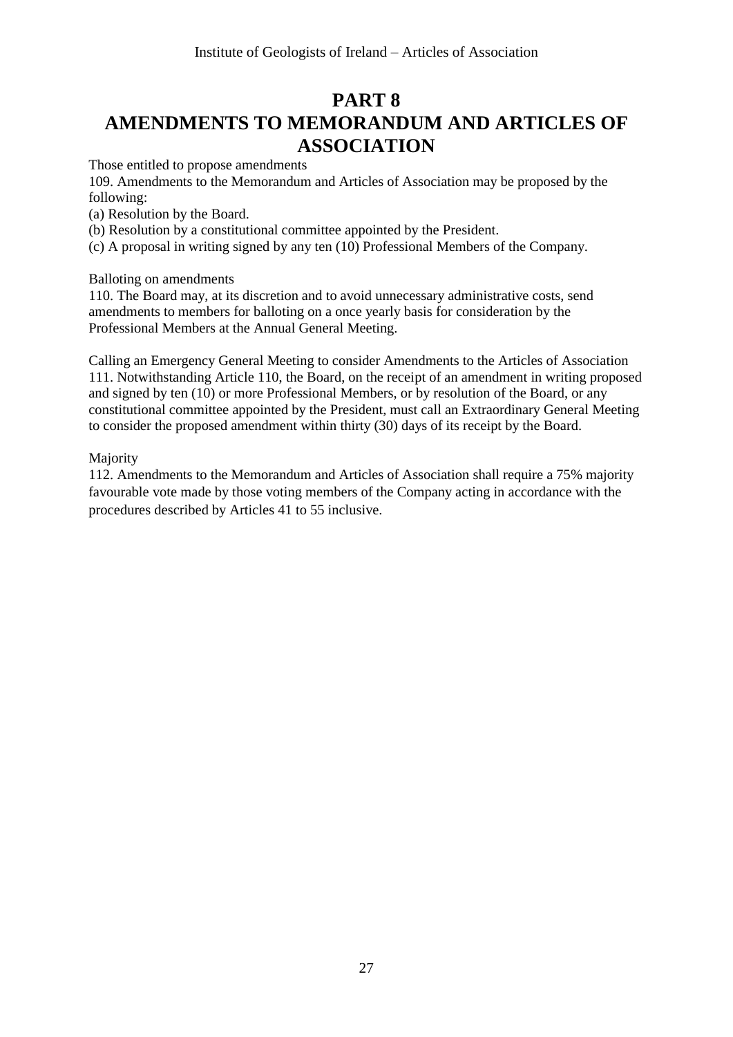# PART 8
# AMENDMENTS TO MEMORANDUM AND ARTICLES OF ASSOCIATION

Those entitled to propose amendments

109. Amendments to the Memorandum and Articles of Association may be proposed by the following:

(a) Resolution by the Board.

(b) Resolution by a constitutional committee appointed by the President.

(c) A proposal in writing signed by any ten (10) Professional Members of the Company.

Balloting on amendments

110. The Board may, at its discretion and to avoid unnecessary administrative costs, send amendments to members for balloting on a once yearly basis for consideration by the Professional Members at the Annual General Meeting.

Calling an Emergency General Meeting to consider Amendments to the Articles of Association

111. Notwithstanding Article 110, the Board, on the receipt of an amendment in writing proposed and signed by ten (10) or more Professional Members, or by resolution of the Board, or any constitutional committee appointed by the President, must call an Extraordinary General Meeting to consider the proposed amendment within thirty (30) days of its receipt by the Board.

Majority

112. Amendments to the Memorandum and Articles of Association shall require a 75% majority favourable vote made by those voting members of the Company acting in accordance with the procedures described by Articles 41 to 55 inclusive.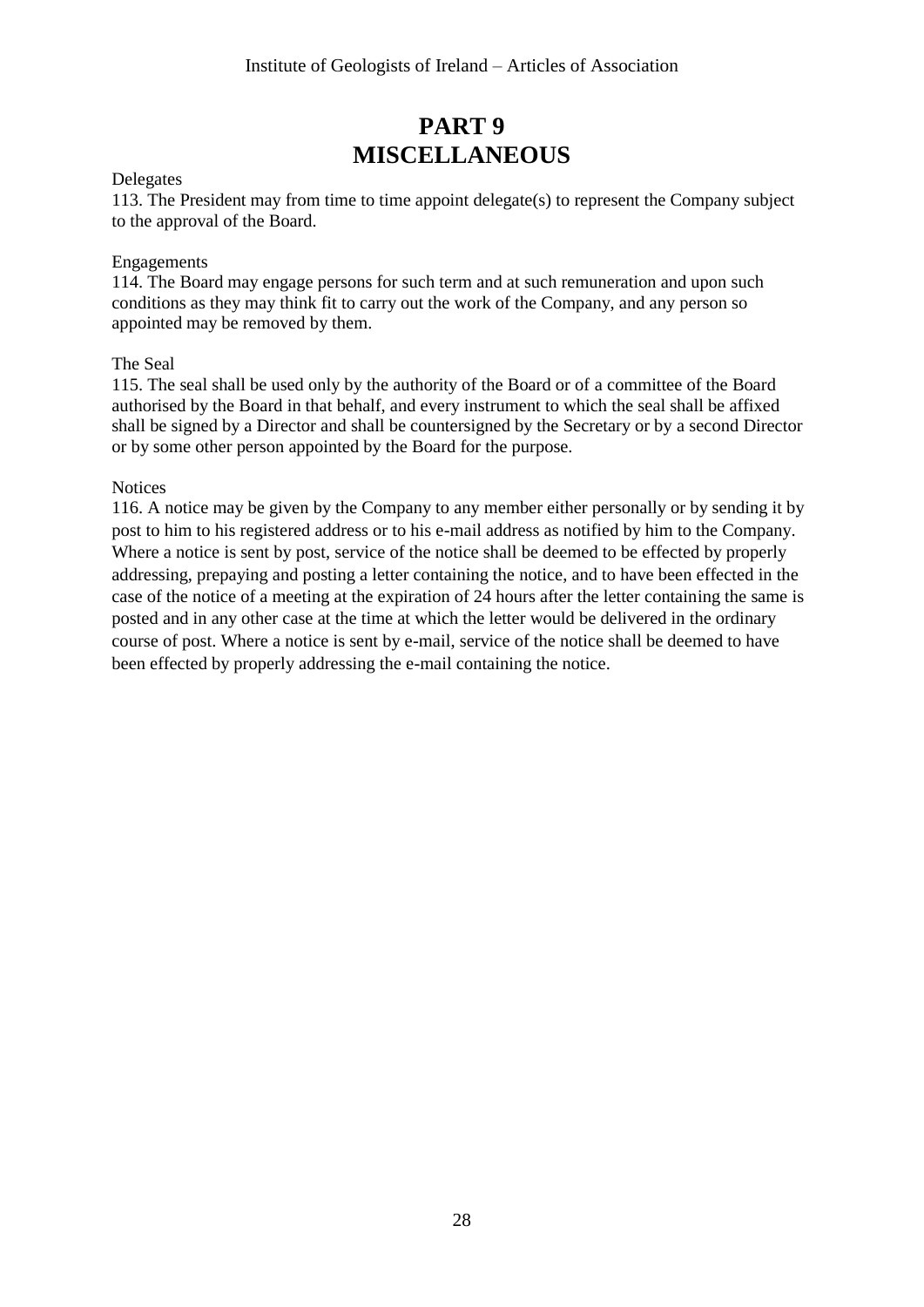# PART 9
# MISCELLANEOUS

Delegates

113. The President may from time to time appoint delegate(s) to represent the Company subject to the approval of the Board.

Engagements

114. The Board may engage persons for such term and at such remuneration and upon such conditions as they may think fit to carry out the work of the Company, and any person so appointed may be removed by them.

The Seal

115. The seal shall be used only by the authority of the Board or of a committee of the Board authorised by the Board in that behalf, and every instrument to which the seal shall be affixed shall be signed by a Director and shall be countersigned by the Secretary or by a second Director or by some other person appointed by the Board for the purpose.

Notices

116. A notice may be given by the Company to any member either personally or by sending it by post to him to his registered address or to his e-mail address as notified by him to the Company. Where a notice is sent by post, service of the notice shall be deemed to be effected by properly addressing, prepaying and posting a letter containing the notice, and to have been effected in the case of the notice of a meeting at the expiration of 24 hours after the letter containing the same is posted and in any other case at the time at which the letter would be delivered in the ordinary course of post. Where a notice is sent by e-mail, service of the notice shall be deemed to have been effected by properly addressing the e-mail containing the notice.